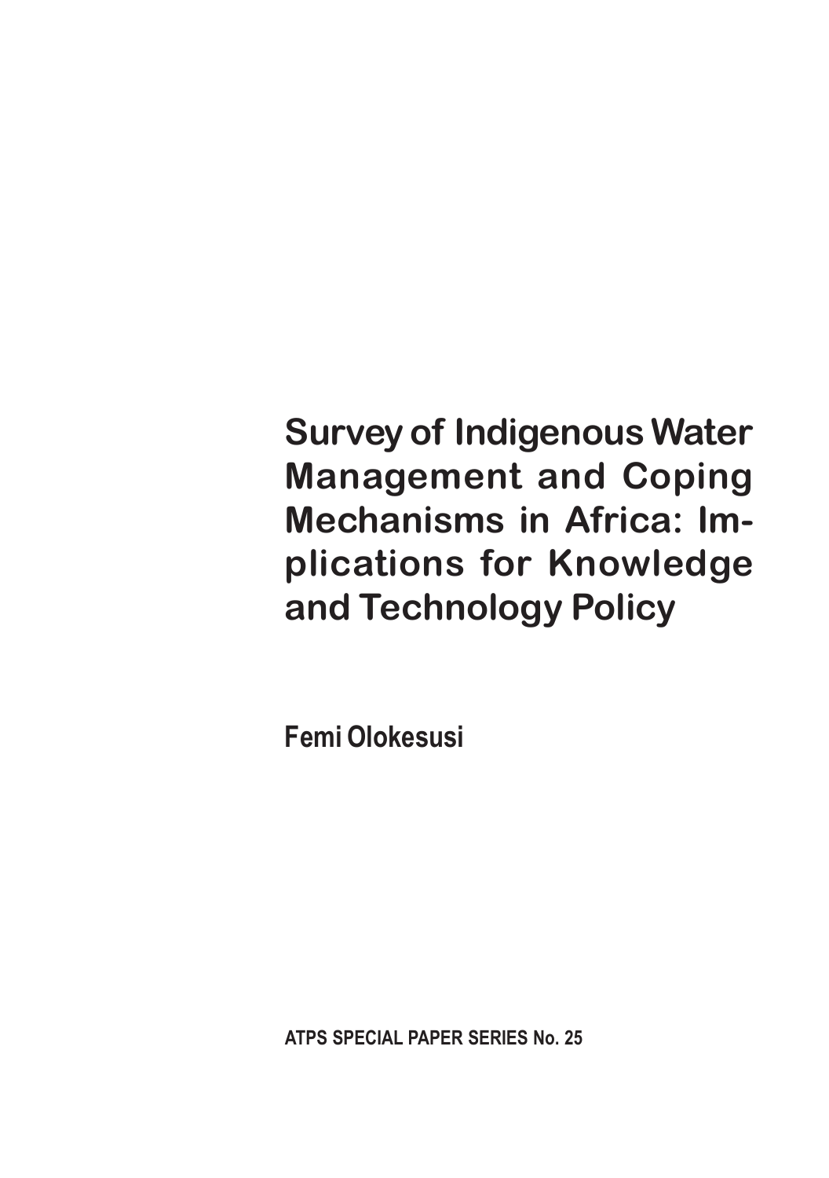# Survey of Indigenous Water Management and Coping Mechanisms in Africa: Implications for Knowledge and Technology Policy

**Femi Olokesusi**

**ATPS SPECIAL PAPER SERIES No. 25**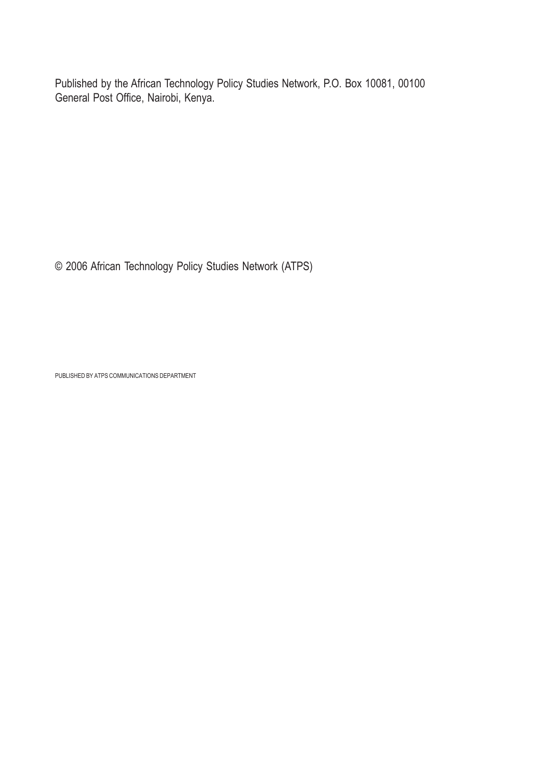Published by the African Technology Policy Studies Network, P.O. Box 10081, 00100 General Post Office, Nairobi, Kenya.

© 2006 African Technology Policy Studies Network (ATPS)

PUBLISHED BY ATPS COMMUNICATIONS DEPARTMENT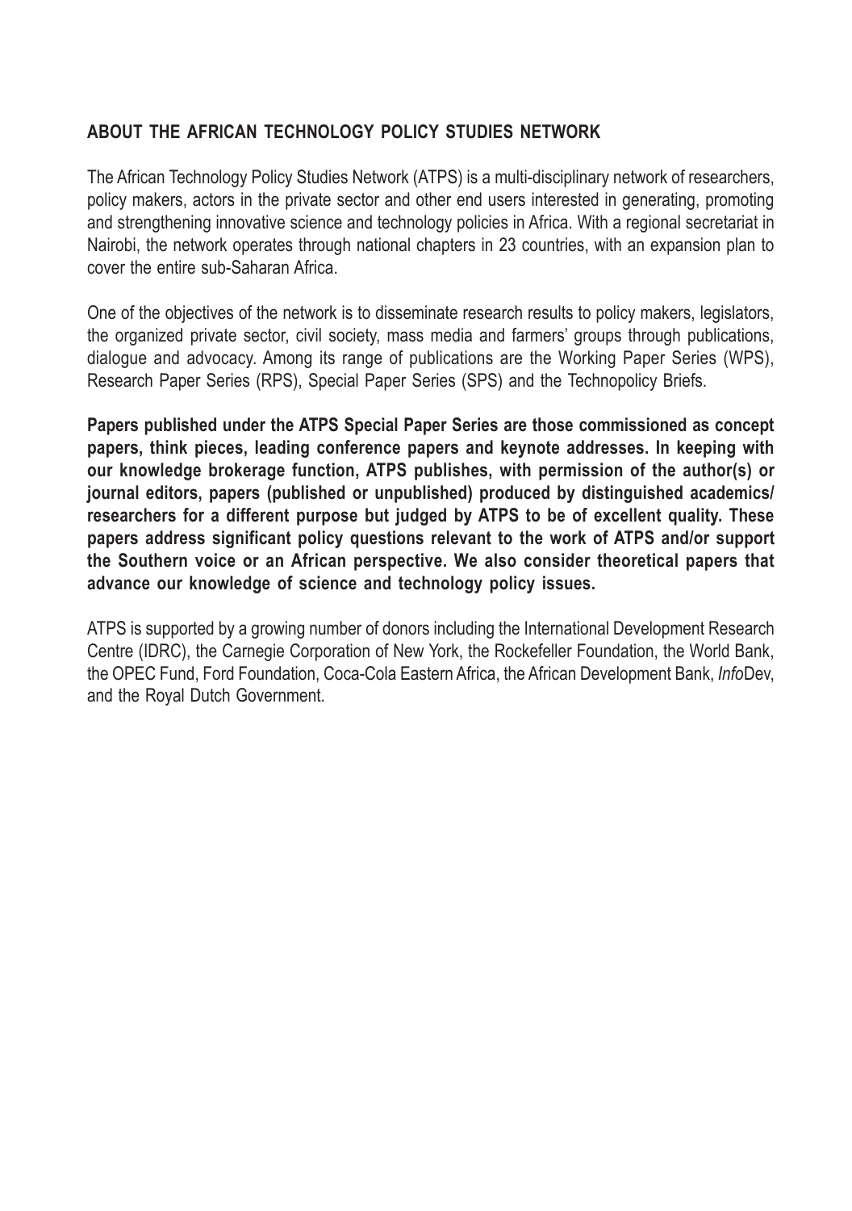## ABOUT THE AFRICAN TECHNOLOGY POLICY STUDIES NETWORK

The African Technology Policy Studies Network (ATPS) is a multi-disciplinary network of researchers, policy makers, actors in the private sector and other end users interested in generating, promoting and strengthening innovative science and technology policies in Africa. With a regional secretariat in Nairobi, the network operates through national chapters in 23 countries, with an expansion plan to cover the entire sub-Saharan Africa.

One of the objectives of the network is to disseminate research results to policy makers, legislators, the organized private sector, civil society, mass media and farmers' groups through publications, dialogue and advocacy. Among its range of publications are the Working Paper Series (WPS), Research Paper Series (RPS), Special Paper Series (SPS) and the Technopolicy Briefs.

**Papers published under the ATPS Special Paper Series are those commissioned as concept papers, think pieces, leading conference papers and keynote addresses. In keeping with our knowledge brokerage function, ATPS publishes, with permission of the author(s) or journal editors, papers (published or unpublished) produced by distinguished academics/ researchers for a different purpose but judged by ATPS to be of excellent quality. These papers address significant policy questions relevant to the work of ATPS and/or support the Southern voice or an African perspective. We also consider theoretical papers that advance our knowledge of science and technology policy issues.**

ATPS is supported by a growing number of donors including the International Development Research Centre (IDRC), the Carnegie Corporation of New York, the Rockefeller Foundation, the World Bank, the OPEC Fund, Ford Foundation, Coca-Cola Eastern Africa, the African Development Bank, *Info*Dev, and the Royal Dutch Government.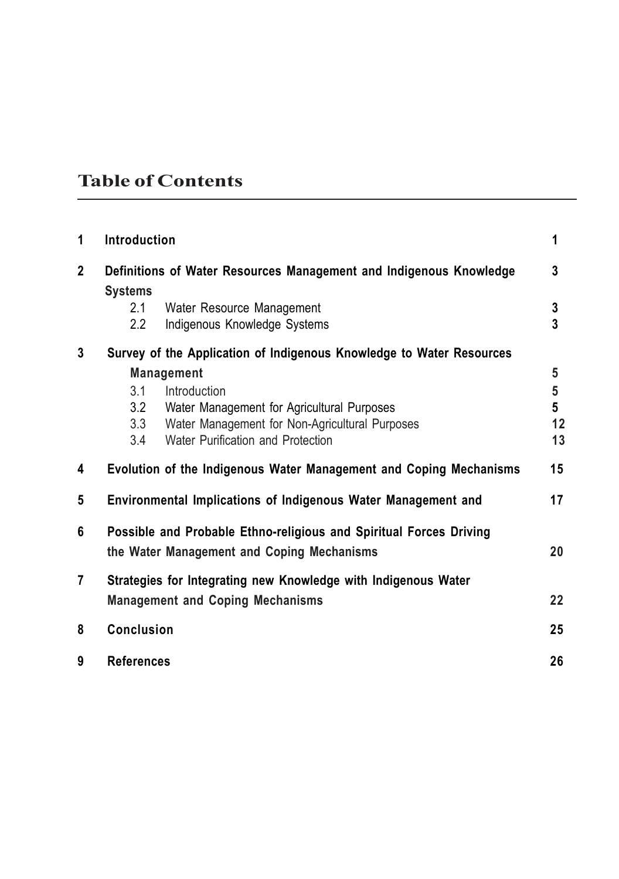# Table of Contents

| | | |
|---|---|---|
| **1** | **Introduction** | **1** |
| **2** | **Definitions of Water Resources Management and Indigenous Knowledge Systems** | **3** |
| | 2.1 Water Resource Management | **3** |
| | 2.2 Indigenous Knowledge Systems | **3** |
| **3** | **Survey of the Application of Indigenous Knowledge to Water Resources Management** | **5** |
| | 3.1 Introduction | **5** |
| | 3.2 Water Management for Agricultural Purposes | **5** |
| | 3.3 Water Management for Non-Agricultural Purposes | **12** |
| | 3.4 Water Purification and Protection | **13** |
| **4** | **Evolution of the Indigenous Water Management and Coping Mechanisms** | **15** |
| **5** | **Environmental Implications of Indigenous Water Management and** | **17** |
| **6** | **Possible and Probable Ethno-religious and Spiritual Forces Driving the Water Management and Coping Mechanisms** | **20** |
| **7** | **Strategies for Integrating new Knowledge with Indigenous Water Management and Coping Mechanisms** | **22** |
| **8** | **Conclusion** | **25** |
| **9** | **References** | **26** |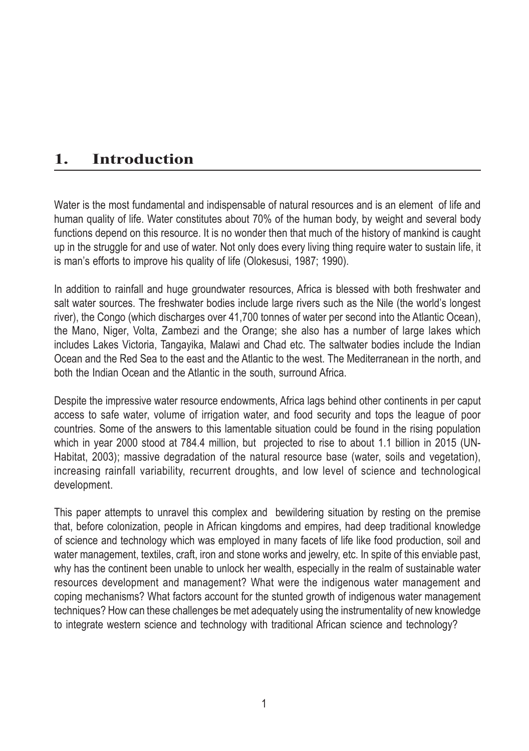# 1. Introduction

Water is the most fundamental and indispensable of natural resources and is an element of life and human quality of life. Water constitutes about 70% of the human body, by weight and several body functions depend on this resource. It is no wonder then that much of the history of mankind is caught up in the struggle for and use of water. Not only does every living thing require water to sustain life, it is man's efforts to improve his quality of life (Olokesusi, 1987; 1990).

In addition to rainfall and huge groundwater resources, Africa is blessed with both freshwater and salt water sources. The freshwater bodies include large rivers such as the Nile (the world's longest river), the Congo (which discharges over 41,700 tonnes of water per second into the Atlantic Ocean), the Mano, Niger, Volta, Zambezi and the Orange; she also has a number of large lakes which includes Lakes Victoria, Tangayika, Malawi and Chad etc. The saltwater bodies include the Indian Ocean and the Red Sea to the east and the Atlantic to the west. The Mediterranean in the north, and both the Indian Ocean and the Atlantic in the south, surround Africa.

Despite the impressive water resource endowments, Africa lags behind other continents in per caput access to safe water, volume of irrigation water, and food security and tops the league of poor countries. Some of the answers to this lamentable situation could be found in the rising population which in year 2000 stood at 784.4 million, but projected to rise to about 1.1 billion in 2015 (UN-Habitat, 2003); massive degradation of the natural resource base (water, soils and vegetation), increasing rainfall variability, recurrent droughts, and low level of science and technological development.

This paper attempts to unravel this complex and bewildering situation by resting on the premise that, before colonization, people in African kingdoms and empires, had deep traditional knowledge of science and technology which was employed in many facets of life like food production, soil and water management, textiles, craft, iron and stone works and jewelry, etc. In spite of this enviable past, why has the continent been unable to unlock her wealth, especially in the realm of sustainable water resources development and management? What were the indigenous water management and coping mechanisms? What factors account for the stunted growth of indigenous water management techniques? How can these challenges be met adequately using the instrumentality of new knowledge to integrate western science and technology with traditional African science and technology?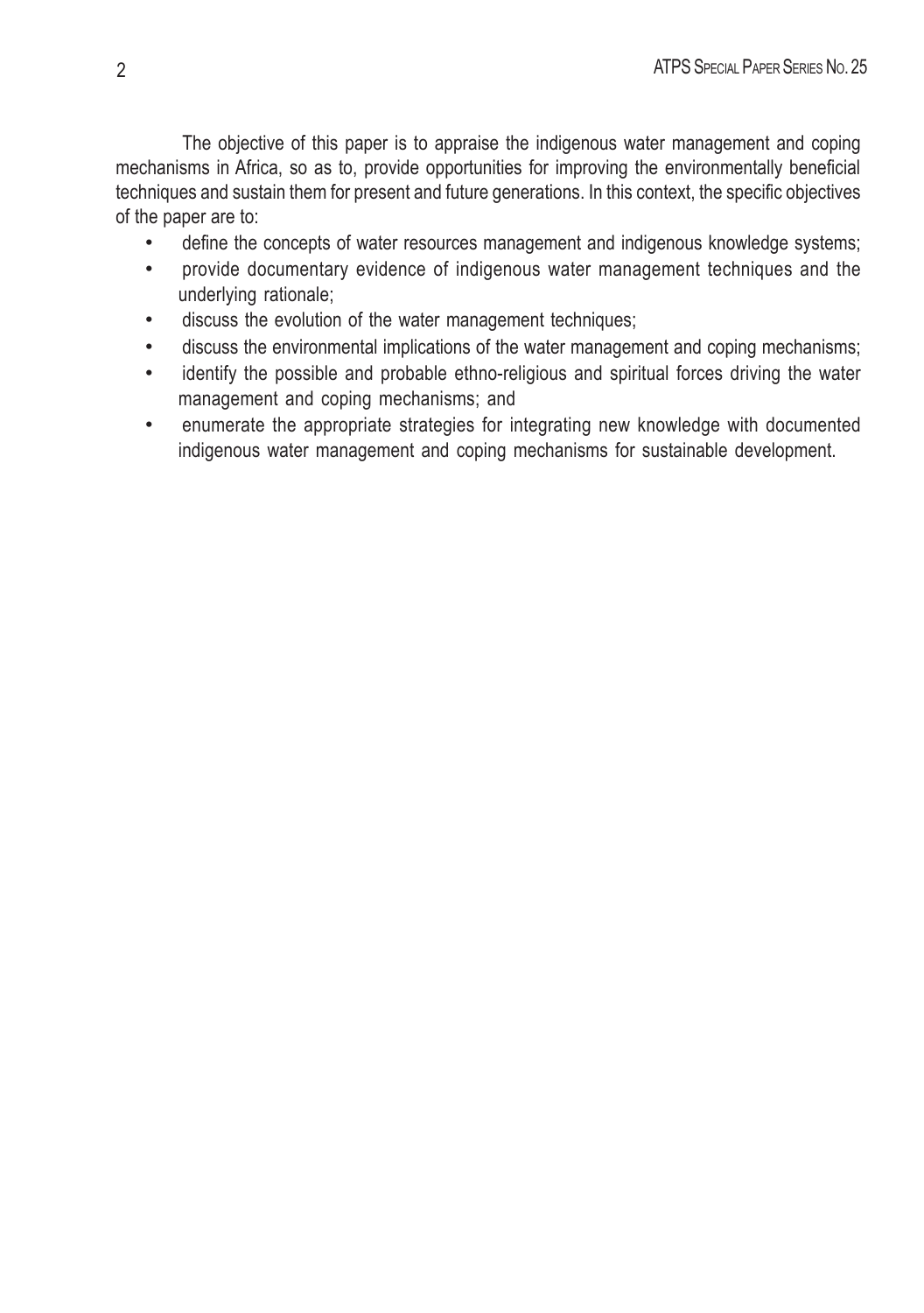The objective of this paper is to appraise the indigenous water management and coping mechanisms in Africa, so as to, provide opportunities for improving the environmentally beneficial techniques and sustain them for present and future generations. In this context, the specific objectives of the paper are to:

- define the concepts of water resources management and indigenous knowledge systems;
- provide documentary evidence of indigenous water management techniques and the underlying rationale;
- discuss the evolution of the water management techniques;
- discuss the environmental implications of the water management and coping mechanisms;
- identify the possible and probable ethno-religious and spiritual forces driving the water management and coping mechanisms; and
- enumerate the appropriate strategies for integrating new knowledge with documented indigenous water management and coping mechanisms for sustainable development.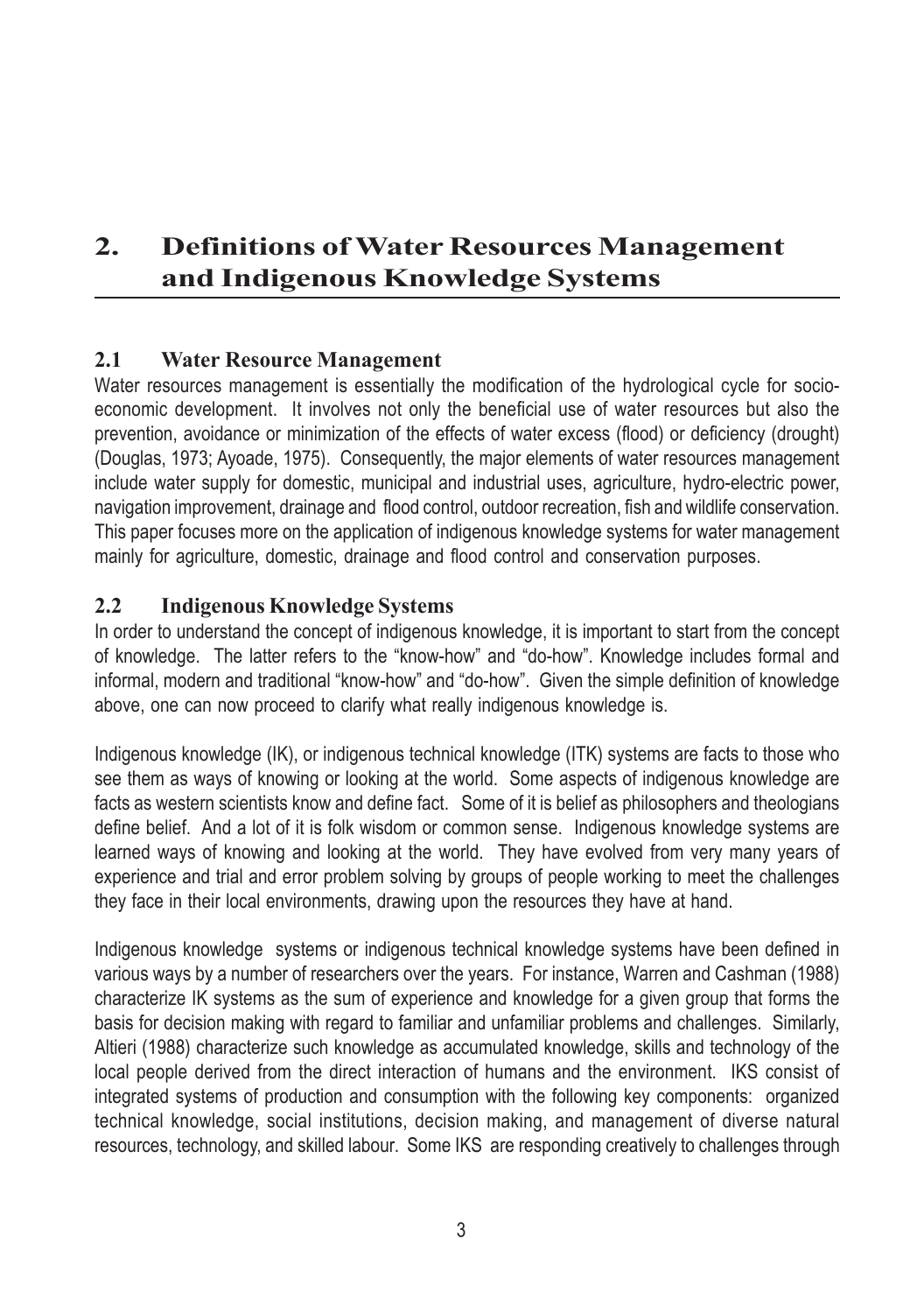## 2. Definitions of Water Resources Management and Indigenous Knowledge Systems

### 2.1 Water Resource Management

Water resources management is essentially the modification of the hydrological cycle for socio-economic development. It involves not only the beneficial use of water resources but also the prevention, avoidance or minimization of the effects of water excess (flood) or deficiency (drought) (Douglas, 1973; Ayoade, 1975). Consequently, the major elements of water resources management include water supply for domestic, municipal and industrial uses, agriculture, hydro-electric power, navigation improvement, drainage and flood control, outdoor recreation, fish and wildlife conservation. This paper focuses more on the application of indigenous knowledge systems for water management mainly for agriculture, domestic, drainage and flood control and conservation purposes.

### 2.2 Indigenous Knowledge Systems

In order to understand the concept of indigenous knowledge, it is important to start from the concept of knowledge. The latter refers to the "know-how" and "do-how". Knowledge includes formal and informal, modern and traditional "know-how" and "do-how". Given the simple definition of knowledge above, one can now proceed to clarify what really indigenous knowledge is.

Indigenous knowledge (IK), or indigenous technical knowledge (ITK) systems are facts to those who see them as ways of knowing or looking at the world. Some aspects of indigenous knowledge are facts as western scientists know and define fact. Some of it is belief as philosophers and theologians define belief. And a lot of it is folk wisdom or common sense. Indigenous knowledge systems are learned ways of knowing and looking at the world. They have evolved from very many years of experience and trial and error problem solving by groups of people working to meet the challenges they face in their local environments, drawing upon the resources they have at hand.

Indigenous knowledge systems or indigenous technical knowledge systems have been defined in various ways by a number of researchers over the years. For instance, Warren and Cashman (1988) characterize IK systems as the sum of experience and knowledge for a given group that forms the basis for decision making with regard to familiar and unfamiliar problems and challenges. Similarly, Altieri (1988) characterize such knowledge as accumulated knowledge, skills and technology of the local people derived from the direct interaction of humans and the environment. IKS consist of integrated systems of production and consumption with the following key components: organized technical knowledge, social institutions, decision making, and management of diverse natural resources, technology, and skilled labour. Some IKS are responding creatively to challenges through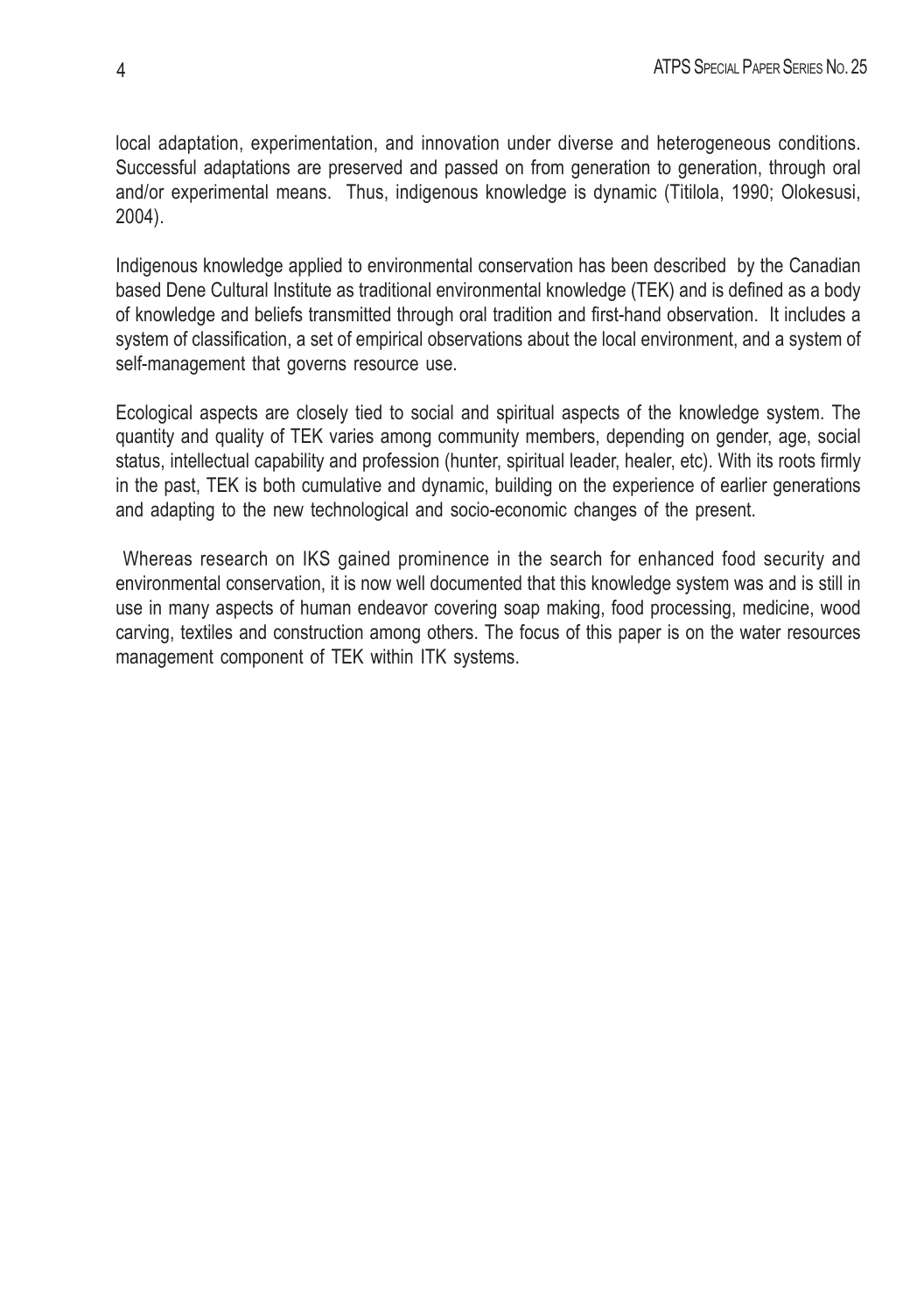local adaptation, experimentation, and innovation under diverse and heterogeneous conditions. Successful adaptations are preserved and passed on from generation to generation, through oral and/or experimental means. Thus, indigenous knowledge is dynamic (Titilola, 1990; Olokesusi, 2004).

Indigenous knowledge applied to environmental conservation has been described by the Canadian based Dene Cultural Institute as traditional environmental knowledge (TEK) and is defined as a body of knowledge and beliefs transmitted through oral tradition and first-hand observation. It includes a system of classification, a set of empirical observations about the local environment, and a system of self-management that governs resource use.

Ecological aspects are closely tied to social and spiritual aspects of the knowledge system. The quantity and quality of TEK varies among community members, depending on gender, age, social status, intellectual capability and profession (hunter, spiritual leader, healer, etc). With its roots firmly in the past, TEK is both cumulative and dynamic, building on the experience of earlier generations and adapting to the new technological and socio-economic changes of the present.

Whereas research on IKS gained prominence in the search for enhanced food security and environmental conservation, it is now well documented that this knowledge system was and is still in use in many aspects of human endeavor covering soap making, food processing, medicine, wood carving, textiles and construction among others. The focus of this paper is on the water resources management component of TEK within ITK systems.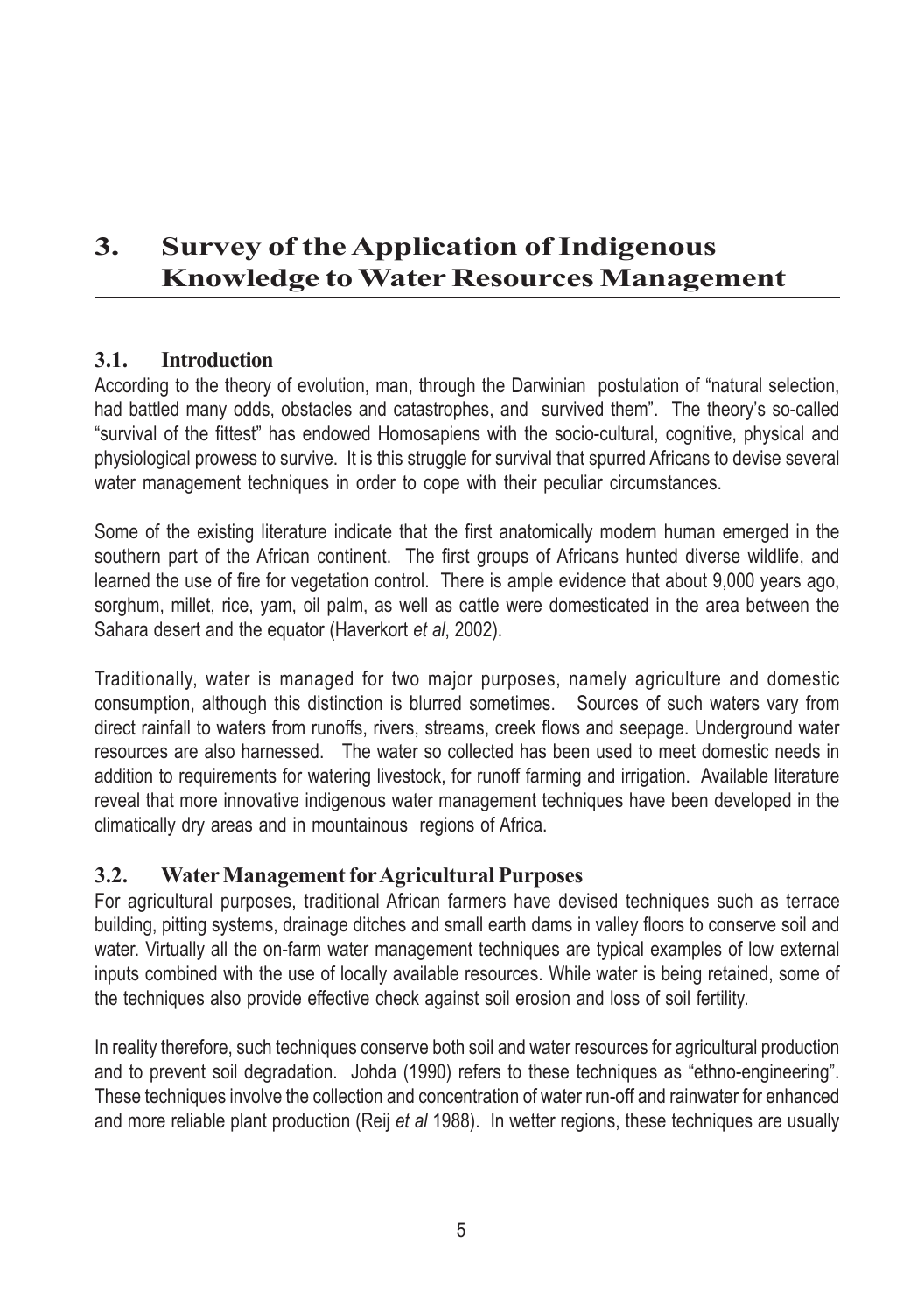# 3. Survey of the Application of Indigenous Knowledge to Water Resources Management

## 3.1. Introduction

According to the theory of evolution, man, through the Darwinian postulation of "natural selection, had battled many odds, obstacles and catastrophes, and survived them". The theory's so-called "survival of the fittest" has endowed Homosapiens with the socio-cultural, cognitive, physical and physiological prowess to survive. It is this struggle for survival that spurred Africans to devise several water management techniques in order to cope with their peculiar circumstances.

Some of the existing literature indicate that the first anatomically modern human emerged in the southern part of the African continent. The first groups of Africans hunted diverse wildlife, and learned the use of fire for vegetation control. There is ample evidence that about 9,000 years ago, sorghum, millet, rice, yam, oil palm, as well as cattle were domesticated in the area between the Sahara desert and the equator (Haverkort *et al*, 2002).

Traditionally, water is managed for two major purposes, namely agriculture and domestic consumption, although this distinction is blurred sometimes. Sources of such waters vary from direct rainfall to waters from runoffs, rivers, streams, creek flows and seepage. Underground water resources are also harnessed. The water so collected has been used to meet domestic needs in addition to requirements for watering livestock, for runoff farming and irrigation. Available literature reveal that more innovative indigenous water management techniques have been developed in the climatically dry areas and in mountainous regions of Africa.

## 3.2. Water Management for Agricultural Purposes

For agricultural purposes, traditional African farmers have devised techniques such as terrace building, pitting systems, drainage ditches and small earth dams in valley floors to conserve soil and water. Virtually all the on-farm water management techniques are typical examples of low external inputs combined with the use of locally available resources. While water is being retained, some of the techniques also provide effective check against soil erosion and loss of soil fertility.

In reality therefore, such techniques conserve both soil and water resources for agricultural production and to prevent soil degradation. Johda (1990) refers to these techniques as "ethno-engineering". These techniques involve the collection and concentration of water run-off and rainwater for enhanced and more reliable plant production (Reij *et al* 1988). In wetter regions, these techniques are usually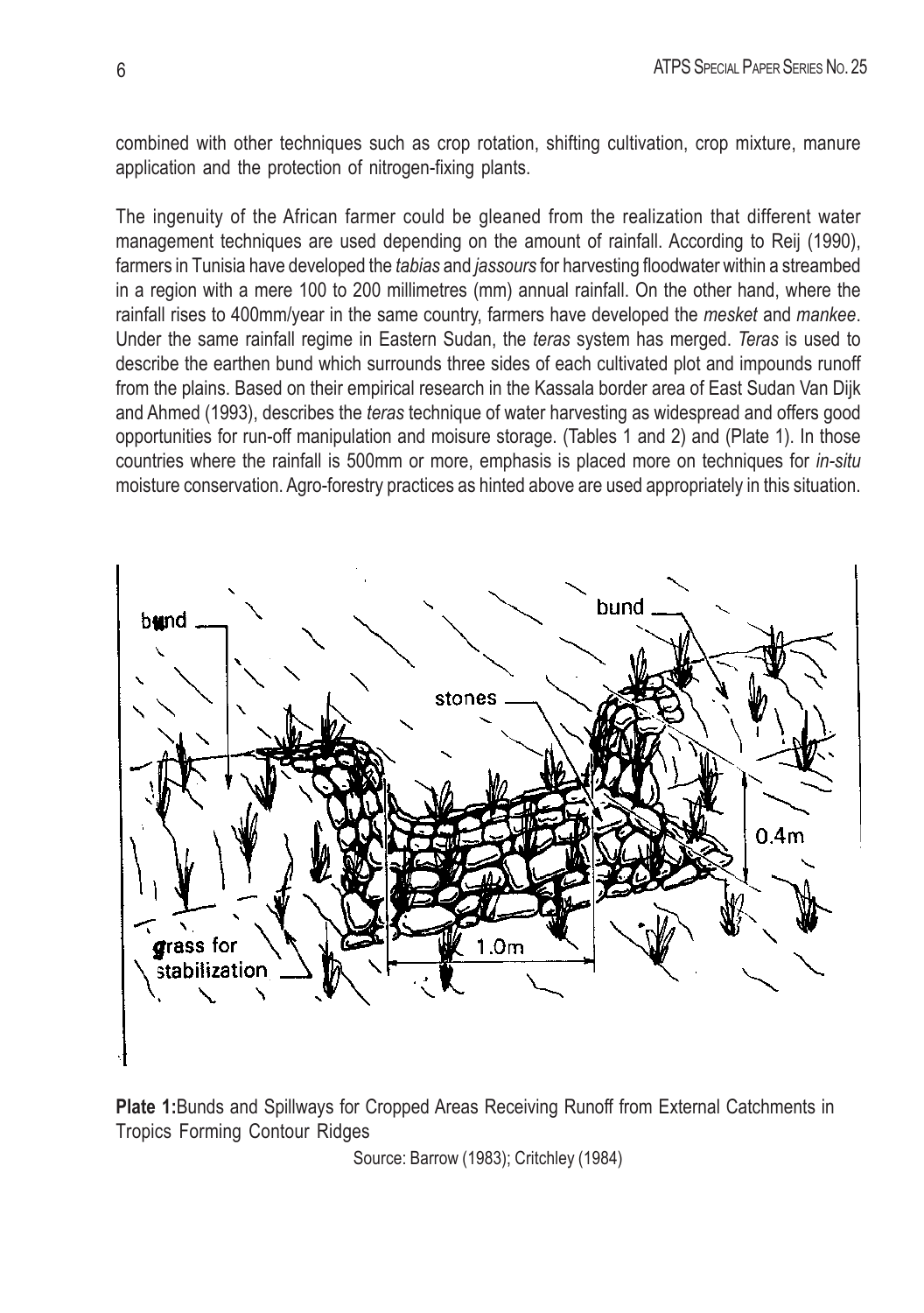combined with other techniques such as crop rotation, shifting cultivation, crop mixture, manure application and the protection of nitrogen-fixing plants.

The ingenuity of the African farmer could be gleaned from the realization that different water management techniques are used depending on the amount of rainfall. According to Reij (1990), farmers in Tunisia have developed the *tabias* and *jassours* for harvesting floodwater within a streambed in a region with a mere 100 to 200 millimetres (mm) annual rainfall. On the other hand, where the rainfall rises to 400mm/year in the same country, farmers have developed the *mesket* and *mankee*. Under the same rainfall regime in Eastern Sudan, the *teras* system has merged. *Teras* is used to describe the earthen bund which surrounds three sides of each cultivated plot and impounds runoff from the plains. Based on their empirical research in the Kassala border area of East Sudan Van Dijk and Ahmed (1993), describes the *teras* technique of water harvesting as widespread and offers good opportunities for run-off manipulation and moisure storage. (Tables 1 and 2) and (Plate 1). In those countries where the rainfall is 500mm or more, emphasis is placed more on techniques for *in-situ* moisture conservation. Agro-forestry practices as hinted above are used appropriately in this situation.

**Plate 1:** Bunds and Spillways for Cropped Areas Receiving Runoff from External Catchments in Tropics Forming Contour Ridges

Source: Barrow (1983); Critchley (1984)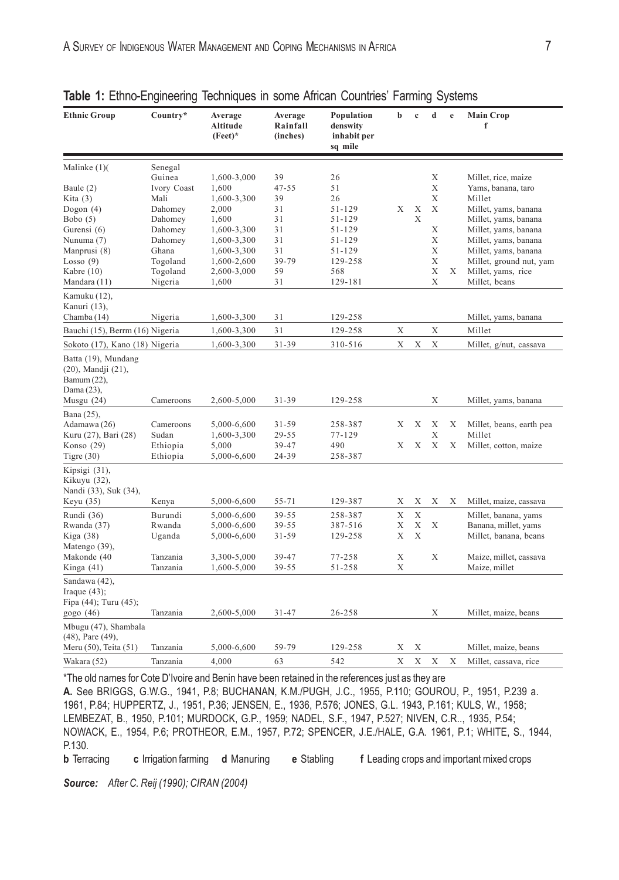**Table 1:** Ethno-Engineering Techniques in some African Countries' Farming Systems

| Ethnic Group | Country* | Average Altitude (Feet)* | Average Rainfall (inches) | Population denswity inhabit per sq mile | b | c | d | e | Main Crop f |
|---|---|---|---|---|---|---|---|---|---|
| Malinke (1)( | Senegal Guinea | 1,600-3,000 | 39 | 26 | | | X | | Millet, rice, maize |
| Baule (2) | Ivory Coast | 1,600 | 47-55 | 51 | | | X | | Yams, banana, taro |
| Kita (3) | Mali | 1,600-3,300 | 39 | 26 | | | X | | Millet |
| Dogon (4) | Dahomey | 2,000 | 31 | 51-129 | X | X | X | | Millet, yams, banana |
| Bobo (5) | Dahomey | 1,600 | 31 | 51-129 | | X | | | Millet, yams, banana |
| Gurensi (6) | Dahomey | 1,600-3,300 | 31 | 51-129 | | | X | | Millet, yams, banana |
| Nunuma (7) | Dahomey | 1,600-3,300 | 31 | 51-129 | | | X | | Millet, yams, banana |
| Manprusi (8) | Ghana | 1,600-3,300 | 31 | 51-129 | | | X | | Millet, yams, banana |
| Losso (9) | Togoland | 1,600-2,600 | 39-79 | 129-258 | | | X | | Millet, ground nut, yam |
| Kabre (10) | Togoland | 2,600-3,000 | 59 | 568 | | | X | X | Millet, yams, rice |
| Mandara (11) | Nigeria | 1,600 | 31 | 129-181 | | | X | | Millet, beans |
| Kamuku (12), Kanuri (13), Chamba (14) | Nigeria | 1,600-3,300 | 31 | 129-258 | | | | | Millet, yams, banana |
| Bauchi (15), Berrm (16) | Nigeria | 1,600-3,300 | 31 | 129-258 | X | | X | | Millet |
| Sokoto (17), Kano (18) | Nigeria | 1,600-3,300 | 31-39 | 310-516 | X | X | X | | Millet, g/nut, cassava |
| Batta (19), Mundang (20), Mandji (21), Bamum (22), Dama (23), Musgu (24) | Cameroons | 2,600-5,000 | 31-39 | 129-258 | | | X | | Millet, yams, banana |
| Bana (25), Adamawa (26) | Cameroons | 5,000-6,600 | 31-59 | 258-387 | X | X | X | X | Millet, beans, earth pea |
| Kuru (27), Bari (28) | Sudan | 1,600-3,300 | 29-55 | 77-129 | | | X | | Millet |
| Konso (29) | Ethiopia | 5,000 | 39-47 | 490 | X | X | X | X | Millet, cotton, maize |
| Tigre (30) | Ethiopia | 5,000-6,600 | 24-39 | 258-387 | | | | | |
| Kipsigi (31), Kikuyu (32), Nandi (33), Suk (34), Keyu (35) | Kenya | 5,000-6,600 | 55-71 | 129-387 | X | X | X | X | Millet, maize, cassava |
| Rundi (36) | Burundi | 5,000-6,600 | 39-55 | 258-387 | X | X | | | Millet, banana, yams |
| Rwanda (37) | Rwanda | 5,000-6,600 | 39-55 | 387-516 | X | X | X | | Banana, millet, yams |
| Kiga (38) | Uganda | 5,000-6,600 | 31-59 | 129-258 | X | X | | | Millet, banana, beans |
| Matengo (39), Makonde (40 | Tanzania | 3,300-5,000 | 39-47 | 77-258 | X | | X | | Maize, millet, cassava |
| Kinga (41) | Tanzania | 1,600-5,000 | 39-55 | 51-258 | X | | | | Maize, millet |
| Sandawa (42), Iraque (43); Fipa (44); Turu (45); gogo (46) | Tanzania | 2,600-5,000 | 31-47 | 26-258 | | | X | | Millet, maize, beans |
| Mbugu (47), Shambala (48), Pare (49), Meru (50), Teita (51) | Tanzania | 5,000-6,600 | 59-79 | 129-258 | X | X | | | Millet, maize, beans |
| Wakara (52) | Tanzania | 4,000 | 63 | 542 | X | X | X | X | Millet, cassava, rice |

*The old names for Cote D'lvoire and Benin have been retained in the references just as they are

**A.** See BRIGGS, G.W.G., 1941, P.8; BUCHANAN, K.M./PUGH, J.C., 1955, P.110; GOUROU, P., 1951, P.239 a. 1961, P.84; HUPPERTZ, J., 1951, P.36; JENSEN, E., 1936, P.576; JONES, G.L. 1943, P.161; KULS, W., 1958; LEMBEZAT, B., 1950, P.101; MURDOCK, G.P., 1959; NADEL, S.F., 1947, P.527; NIVEN, C.R.., 1935, P.54; NOWACK, E., 1954, P.6; PROTHEOR, E.M., 1957, P.72; SPENCER, J.E./HALE, G.A. 1961, P.1; WHITE, S., 1944, P.130.

**b** Terracing **c** Irrigation farming **d** Manuring **e** Stabling **f** Leading crops and important mixed crops

***Source:*** *After C. Reij (1990); CIRAN (2004)*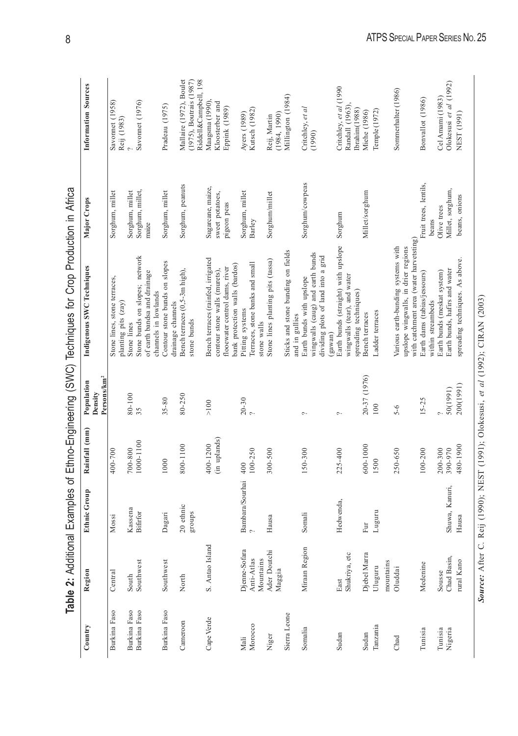**Table 2:** Additional Examples of Ethno-Engineering (SWC) Techniques for Crop Production in Africa

| Country | Region | Ethnic Group | Rainfall (mm) | Population Density Persons/km² | Indigenous SWC Techniques | Major Crops | Information Sources |
|---|---|---|---|---|---|---|---|
| Burkina Faso | Central | Mossi | 400-700 | | Stone lines, stone terraces, planting pits (zay) | Sorghum, millet | Savonnet (1958) Reij (1983) |
| Burkina Faso | South | Kassena | 700-800 | 80-100 | Stone lines | Sorghum, millet | ? |
| Burkina Faso | Southwest | Bifirfor | 1000-1100 | 35 | Stone bunds on slopes; network of earth bandsa and drainage channels in lowlands | Sorghum, millet, maize | Savonnet (1976) |
| Burkina Faso | Southwest | Dagari | 1000 | 35-80 | Contour stone bunds on slopes drainage channels | Sorghum, millet | Pradeau (1975) |
| Cameroon | North | 20 ethnic groups | 800-1100 | 80-250 | Bench terraces (0,5-3m high), stone bunds | Sorghum, peanuts | Mallaire (1972), Boulet (1975), Boutrais (1987) Riddell&Campbell, 198 |
| Cape Verde | S. Antao Island | | 400-1200 (in uplands) | >100 | Bench terraces (rainfed, irrigated contour stone walls (murets), floowater control dams, river bank protection walls (bardos) | Sugarcane, maize, sweet potatoes, pigeon peas | Maagsma (1990), Kloosterber and Eppink (1989) |
| Mali | Djenne-Sofara | Bambara/Sourhai | 400 | 20-30 | Pitting systems | Sorghum, millet | Ayers (1989) |
| Morocco | Anti-Atlas Mountains | ? | 100-250 | ? | Terraces, stone banks and small stone walls | Barley | Kutsch (1982) |
| Niger | Ader Doutchi Maggia | Hausa | 300-500 | | Stone lines planting pits (tassa) | Sorghum/millet | Reij, Martin (1984, 1990) |
| Sierra Leone | | | | | Sticks and stone bunding on fields and in gullies | | Millington (1984) |
| Somalia | Miraan Region | Somali | 150-300 | ? | Earth bunds with upslope wingwalls (caug) and earth bunds dividing plots of land into a grid (gawan) | Sorghum/cowpeas | Critchley, *et al* (1990) |
| Sudan | East Shukriya, etc | Hedwenda, | 225-400 | ? | Earth bunds (straight) with upslope wingwalls (tear), and water spreading techniques) | Sorghum | Critchley, *et al* (1990 Randall (1963), Ibrahim(1988) |
| Sudan | Djebel Marra | Fur | 600-1000 | 20-37 (1976) | Bench terraces | Millet/sorghum | Miehe (1986) |
| Tanzania | Uluguru mountains | Luguru | 1500 | 100 | Ladder terraces | | Temple(1972) |
| Chad | Oluddai | | 250-650 | 5-6 | Various earth-bunding systems with upslope wingwalls, in drier regions with catchment area (water harvetsting) | | Sommerhalter (1986) |
| Tunisia | Medenine | | 100-200 | 15-25 | Earth dams (tabias/jessours) within streambeds | Fruit trees, lentils, beans | Bonvallot (1986) |
| Tunisia | Sousse | | 200-300 | ? | Earth bunds (meskat system) | Olive trees | Cel Amami (1983) |
| Nigeria | Chad Basin, | Shuwa, Kanuri, | 390-970 | 50(1991) | Earth bunds, hafirs and water | Millet, sorghum, | Olokesusi *et al* (1992) |
| | rural Kano | Hausa | 480-1900 | 200(1991) | spreading techniques. As above. | beans, onions | NEST (1991) |

***Source:*** After C. Reij (1990); NEST (1991); Olokesusi, *et al* (1992); CIRAN (2003)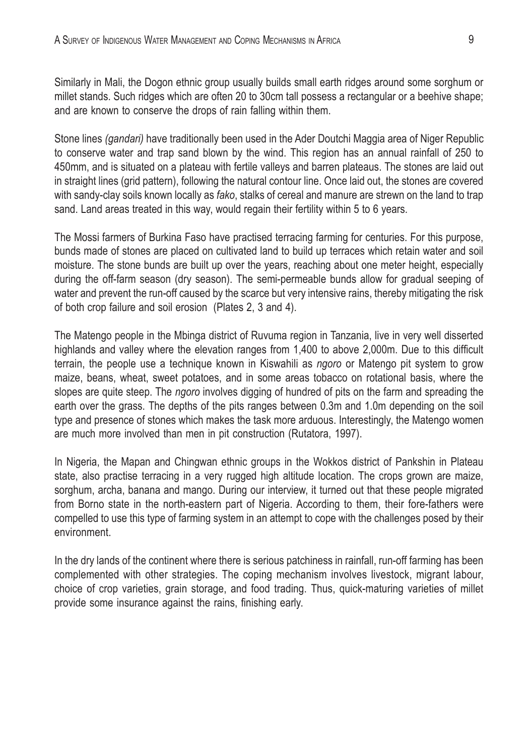Similarly in Mali, the Dogon ethnic group usually builds small earth ridges around some sorghum or millet stands. Such ridges which are often 20 to 30cm tall possess a rectangular or a beehive shape; and are known to conserve the drops of rain falling within them.

Stone lines *(gandari)* have traditionally been used in the Ader Doutchi Maggia area of Niger Republic to conserve water and trap sand blown by the wind. This region has an annual rainfall of 250 to 450mm, and is situated on a plateau with fertile valleys and barren plateaus. The stones are laid out in straight lines (grid pattern), following the natural contour line. Once laid out, the stones are covered with sandy-clay soils known locally as *fako*, stalks of cereal and manure are strewn on the land to trap sand. Land areas treated in this way, would regain their fertility within 5 to 6 years.

The Mossi farmers of Burkina Faso have practised terracing farming for centuries. For this purpose, bunds made of stones are placed on cultivated land to build up terraces which retain water and soil moisture. The stone bunds are built up over the years, reaching about one meter height, especially during the off-farm season (dry season). The semi-permeable bunds allow for gradual seeping of water and prevent the run-off caused by the scarce but very intensive rains, thereby mitigating the risk of both crop failure and soil erosion (Plates 2, 3 and 4).

The Matengo people in the Mbinga district of Ruvuma region in Tanzania, live in very well disserted highlands and valley where the elevation ranges from 1,400 to above 2,000m. Due to this difficult terrain, the people use a technique known in Kiswahili as *ngoro* or Matengo pit system to grow maize, beans, wheat, sweet potatoes, and in some areas tobacco on rotational basis, where the slopes are quite steep. The *ngoro* involves digging of hundred of pits on the farm and spreading the earth over the grass. The depths of the pits ranges between 0.3m and 1.0m depending on the soil type and presence of stones which makes the task more arduous. Interestingly, the Matengo women are much more involved than men in pit construction (Rutatora, 1997).

In Nigeria, the Mapan and Chingwan ethnic groups in the Wokkos district of Pankshin in Plateau state, also practise terracing in a very rugged high altitude location. The crops grown are maize, sorghum, archa, banana and mango. During our interview, it turned out that these people migrated from Borno state in the north-eastern part of Nigeria. According to them, their fore-fathers were compelled to use this type of farming system in an attempt to cope with the challenges posed by their environment.

In the dry lands of the continent where there is serious patchiness in rainfall, run-off farming has been complemented with other strategies. The coping mechanism involves livestock, migrant labour, choice of crop varieties, grain storage, and food trading. Thus, quick-maturing varieties of millet provide some insurance against the rains, finishing early.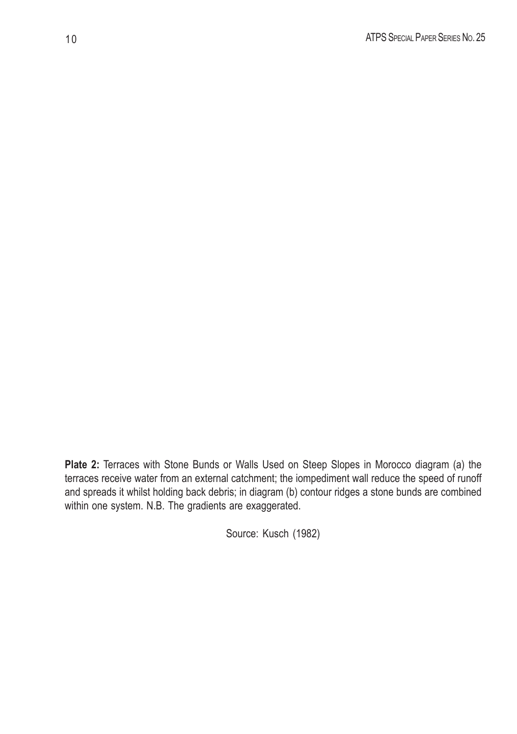**Plate 2:** Terraces with Stone Bunds or Walls Used on Steep Slopes in Morocco diagram (a) the terraces receive water from an external catchment; the iompediment wall reduce the speed of runoff and spreads it whilst holding back debris; in diagram (b) contour ridges a stone bunds are combined within one system. N.B. The gradients are exaggerated.

Source: Kusch (1982)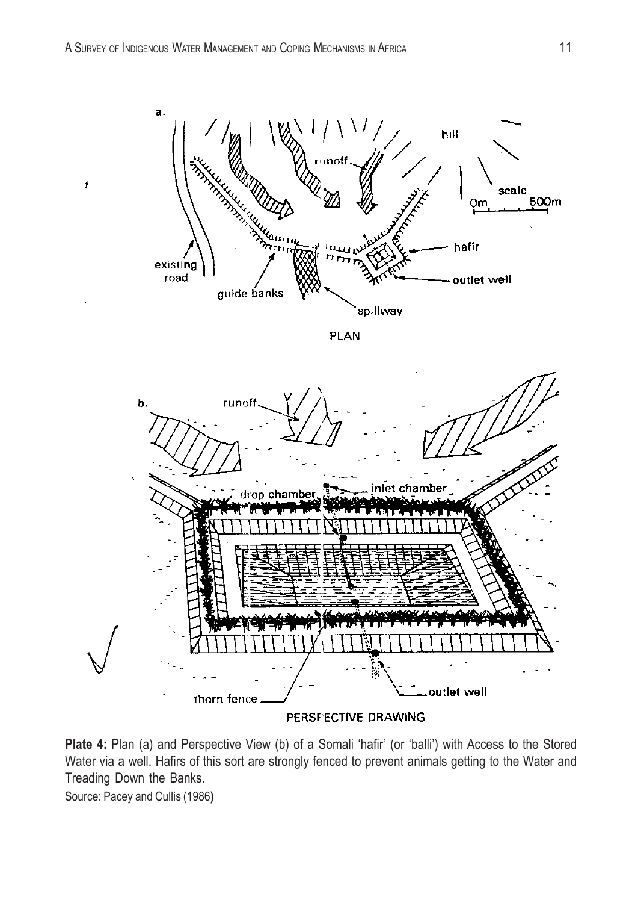**Plate 4:** Plan (a) and Perspective View (b) of a Somali 'hafir' (or 'balli') with Access to the Stored Water via a well. Hafirs of this sort are strongly fenced to prevent animals getting to the Water and Treading Down the Banks.

Source: Pacey and Cullis (1986)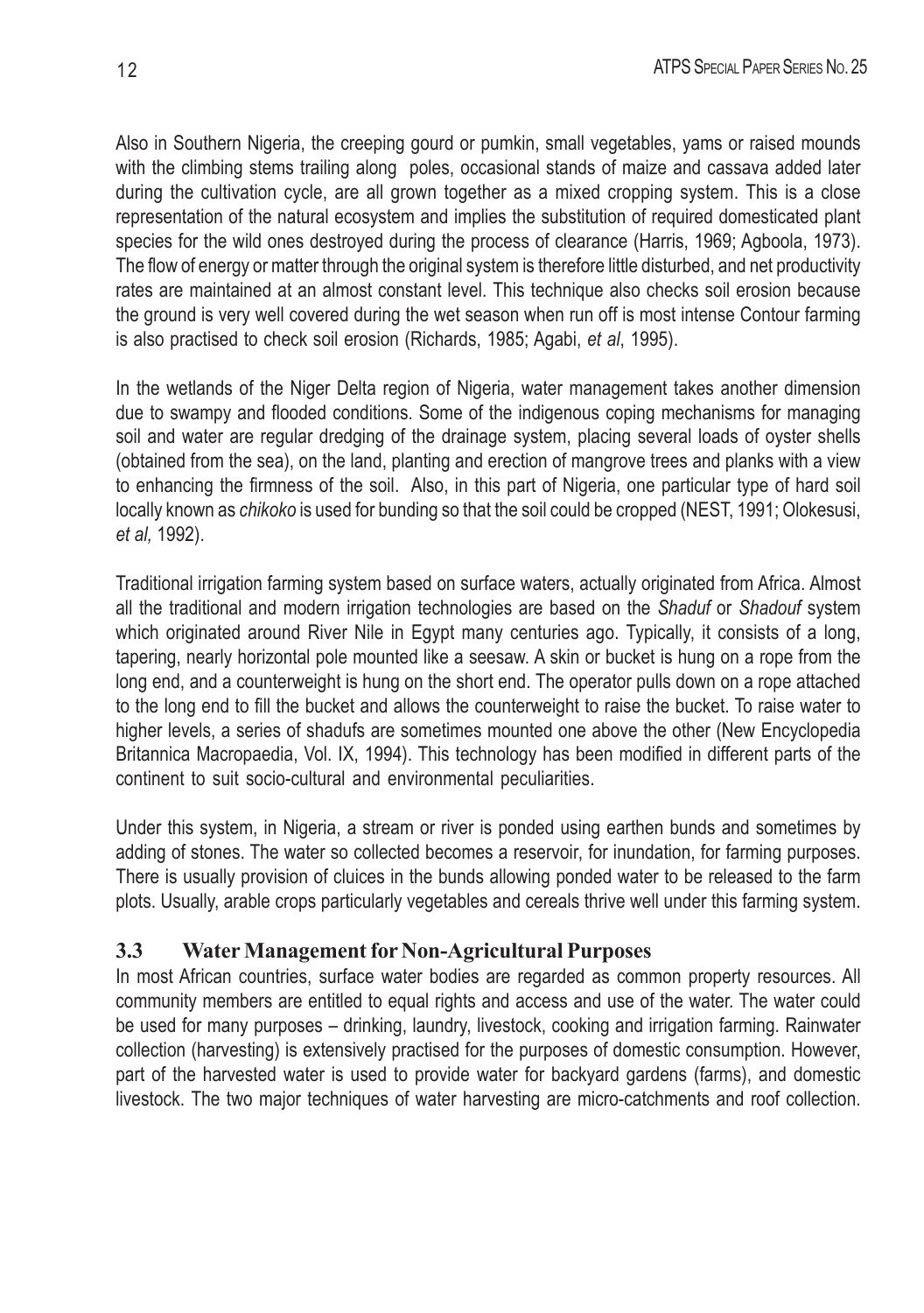Also in Southern Nigeria, the creeping gourd or pumkin, small vegetables, yams or raised mounds with the climbing stems trailing along poles, occasional stands of maize and cassava added later during the cultivation cycle, are all grown together as a mixed cropping system. This is a close representation of the natural ecosystem and implies the substitution of required domesticated plant species for the wild ones destroyed during the process of clearance (Harris, 1969; Agboola, 1973). The flow of energy or matter through the original system is therefore little disturbed, and net productivity rates are maintained at an almost constant level. This technique also checks soil erosion because the ground is very well covered during the wet season when run off is most intense Contour farming is also practised to check soil erosion (Richards, 1985; Agabi, *et al*, 1995).

In the wetlands of the Niger Delta region of Nigeria, water management takes another dimension due to swampy and flooded conditions. Some of the indigenous coping mechanisms for managing soil and water are regular dredging of the drainage system, placing several loads of oyster shells (obtained from the sea), on the land, planting and erection of mangrove trees and planks with a view to enhancing the firmness of the soil. Also, in this part of Nigeria, one particular type of hard soil locally known as *chikoko* is used for bunding so that the soil could be cropped (NEST, 1991; Olokesusi, *et al,* 1992).

Traditional irrigation farming system based on surface waters, actually originated from Africa. Almost all the traditional and modern irrigation technologies are based on the *Shaduf* or *Shadouf* system which originated around River Nile in Egypt many centuries ago. Typically, it consists of a long, tapering, nearly horizontal pole mounted like a seesaw. A skin or bucket is hung on a rope from the long end, and a counterweight is hung on the short end. The operator pulls down on a rope attached to the long end to fill the bucket and allows the counterweight to raise the bucket. To raise water to higher levels, a series of shadufs are sometimes mounted one above the other (New Encyclopedia Britannica Macropaedia, Vol. IX, 1994). This technology has been modified in different parts of the continent to suit socio-cultural and environmental peculiarities.

Under this system, in Nigeria, a stream or river is ponded using earthen bunds and sometimes by adding of stones. The water so collected becomes a reservoir, for inundation, for farming purposes. There is usually provision of cluices in the bunds allowing ponded water to be released to the farm plots. Usually, arable crops particularly vegetables and cereals thrive well under this farming system.

### 3.3 Water Management for Non-Agricultural Purposes

In most African countries, surface water bodies are regarded as common property resources. All community members are entitled to equal rights and access and use of the water. The water could be used for many purposes – drinking, laundry, livestock, cooking and irrigation farming. Rainwater collection (harvesting) is extensively practised for the purposes of domestic consumption. However, part of the harvested water is used to provide water for backyard gardens (farms), and domestic livestock. The two major techniques of water harvesting are micro-catchments and roof collection.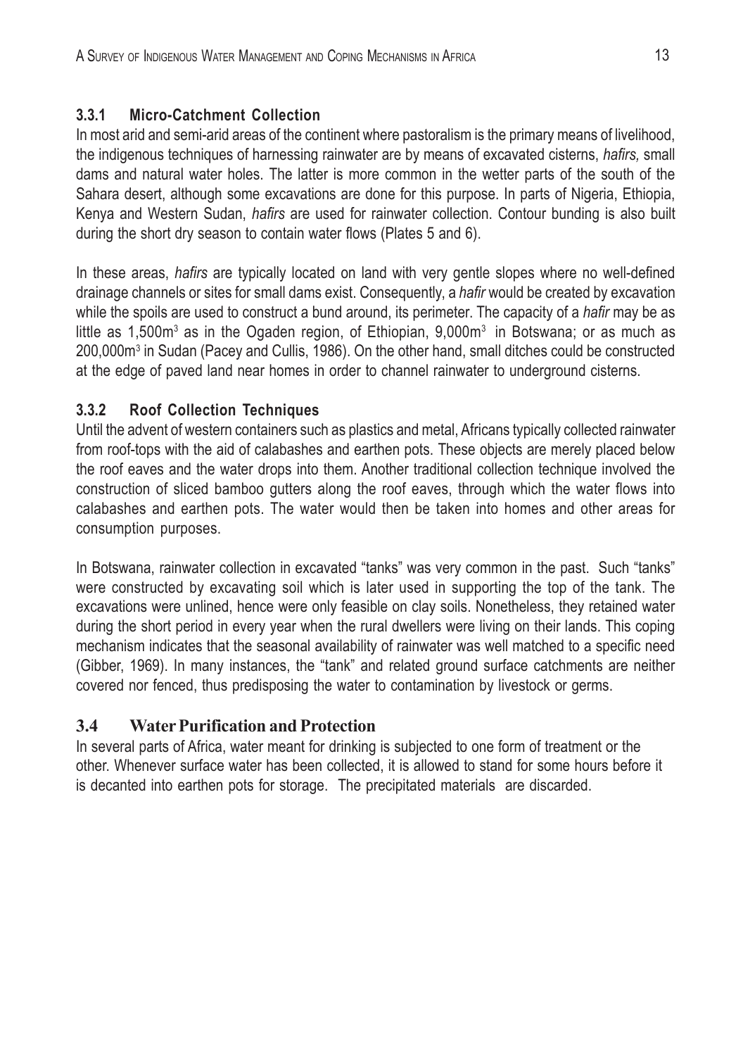### 3.3.1 Micro-Catchment Collection

In most arid and semi-arid areas of the continent where pastoralism is the primary means of livelihood, the indigenous techniques of harnessing rainwater are by means of excavated cisterns, *hafirs,* small dams and natural water holes. The latter is more common in the wetter parts of the south of the Sahara desert, although some excavations are done for this purpose. In parts of Nigeria, Ethiopia, Kenya and Western Sudan, *hafirs* are used for rainwater collection. Contour bunding is also built during the short dry season to contain water flows (Plates 5 and 6).

In these areas, *hafirs* are typically located on land with very gentle slopes where no well-defined drainage channels or sites for small dams exist. Consequently, a *hafir* would be created by excavation while the spoils are used to construct a bund around, its perimeter. The capacity of a *hafir* may be as little as 1,500m$^3$ as in the Ogaden region, of Ethiopian, 9,000m$^3$ in Botswana; or as much as 200,000m$^3$ in Sudan (Pacey and Cullis, 1986). On the other hand, small ditches could be constructed at the edge of paved land near homes in order to channel rainwater to underground cisterns.

### 3.3.2 Roof Collection Techniques

Until the advent of western containers such as plastics and metal, Africans typically collected rainwater from roof-tops with the aid of calabashes and earthen pots. These objects are merely placed below the roof eaves and the water drops into them. Another traditional collection technique involved the construction of sliced bamboo gutters along the roof eaves, through which the water flows into calabashes and earthen pots. The water would then be taken into homes and other areas for consumption purposes.

In Botswana, rainwater collection in excavated "tanks" was very common in the past. Such "tanks" were constructed by excavating soil which is later used in supporting the top of the tank. The excavations were unlined, hence were only feasible on clay soils. Nonetheless, they retained water during the short period in every year when the rural dwellers were living on their lands. This coping mechanism indicates that the seasonal availability of rainwater was well matched to a specific need (Gibber, 1969). In many instances, the "tank" and related ground surface catchments are neither covered nor fenced, thus predisposing the water to contamination by livestock or germs.

## 3.4 Water Purification and Protection

In several parts of Africa, water meant for drinking is subjected to one form of treatment or the other. Whenever surface water has been collected, it is allowed to stand for some hours before it is decanted into earthen pots for storage. The precipitated materials are discarded.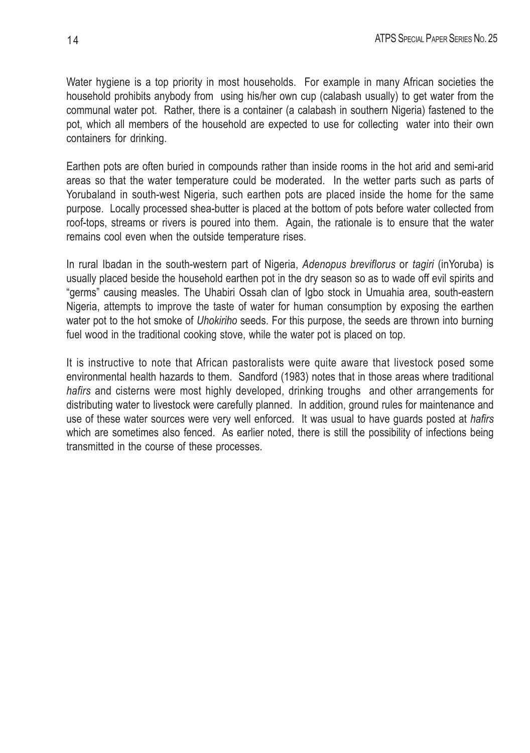Water hygiene is a top priority in most households. For example in many African societies the household prohibits anybody from using his/her own cup (calabash usually) to get water from the communal water pot. Rather, there is a container (a calabash in southern Nigeria) fastened to the pot, which all members of the household are expected to use for collecting water into their own containers for drinking.

Earthen pots are often buried in compounds rather than inside rooms in the hot arid and semi-arid areas so that the water temperature could be moderated. In the wetter parts such as parts of Yorubaland in south-west Nigeria, such earthen pots are placed inside the home for the same purpose. Locally processed shea-butter is placed at the bottom of pots before water collected from roof-tops, streams or rivers is poured into them. Again, the rationale is to ensure that the water remains cool even when the outside temperature rises.

In rural Ibadan in the south-western part of Nigeria, *Adenopus breviflorus* or *tagiri* (inYoruba) is usually placed beside the household earthen pot in the dry season so as to wade off evil spirits and "germs" causing measles. The Uhabiri Ossah clan of Igbo stock in Umuahia area, south-eastern Nigeria, attempts to improve the taste of water for human consumption by exposing the earthen water pot to the hot smoke of *Uhokiriho* seeds. For this purpose, the seeds are thrown into burning fuel wood in the traditional cooking stove, while the water pot is placed on top.

It is instructive to note that African pastoralists were quite aware that livestock posed some environmental health hazards to them. Sandford (1983) notes that in those areas where traditional *hafirs* and cisterns were most highly developed, drinking troughs and other arrangements for distributing water to livestock were carefully planned. In addition, ground rules for maintenance and use of these water sources were very well enforced. It was usual to have guards posted at *hafirs* which are sometimes also fenced. As earlier noted, there is still the possibility of infections being transmitted in the course of these processes.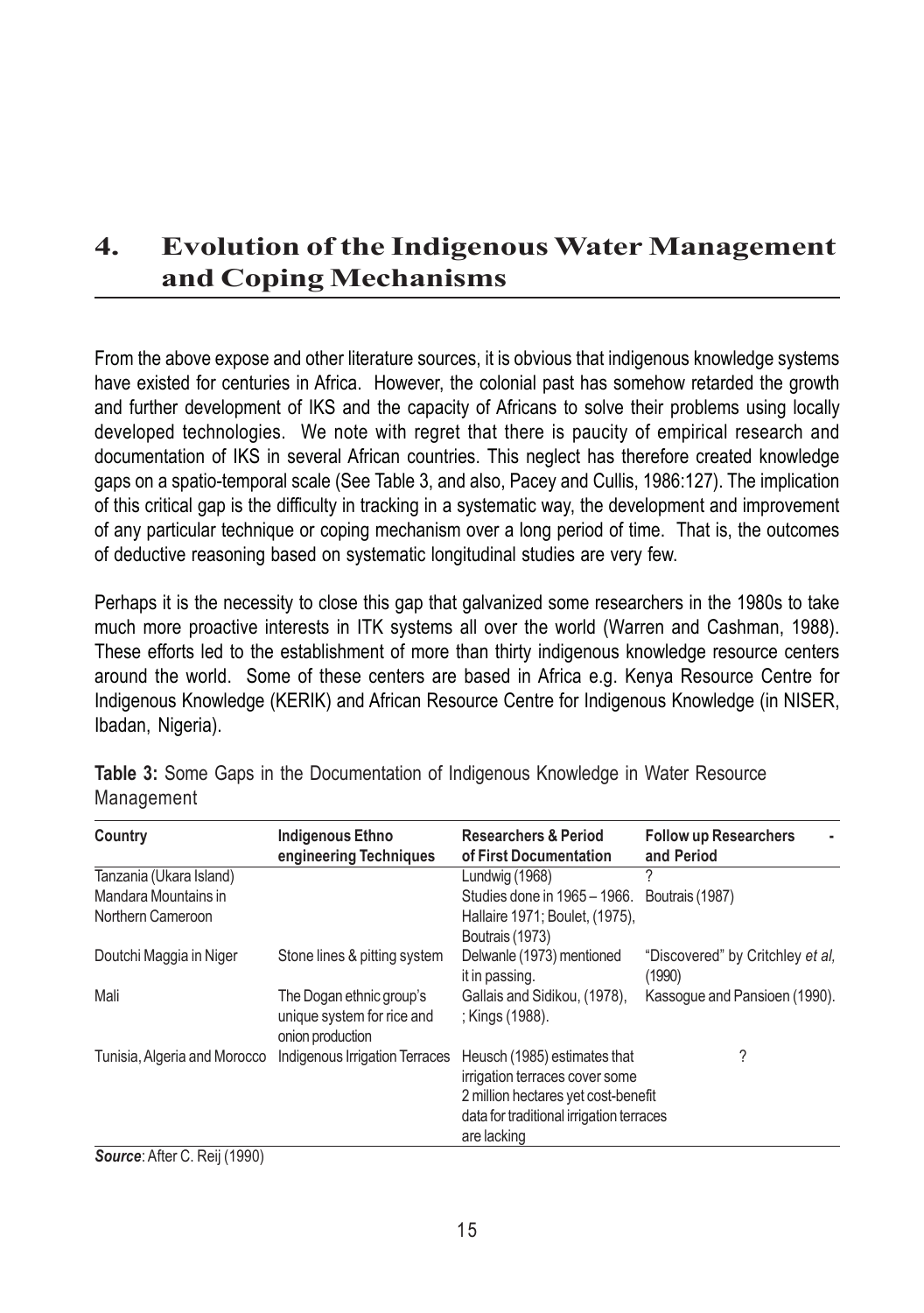# 4. Evolution of the Indigenous Water Management and Coping Mechanisms

From the above expose and other literature sources, it is obvious that indigenous knowledge systems have existed for centuries in Africa. However, the colonial past has somehow retarded the growth and further development of IKS and the capacity of Africans to solve their problems using locally developed technologies. We note with regret that there is paucity of empirical research and documentation of IKS in several African countries. This neglect has therefore created knowledge gaps on a spatio-temporal scale (See Table 3, and also, Pacey and Cullis, 1986:127). The implication of this critical gap is the difficulty in tracking in a systematic way, the development and improvement of any particular technique or coping mechanism over a long period of time. That is, the outcomes of deductive reasoning based on systematic longitudinal studies are very few.

Perhaps it is the necessity to close this gap that galvanized some researchers in the 1980s to take much more proactive interests in ITK systems all over the world (Warren and Cashman, 1988). These efforts led to the establishment of more than thirty indigenous knowledge resource centers around the world. Some of these centers are based in Africa e.g. Kenya Resource Centre for Indigenous Knowledge (KERIK) and African Resource Centre for Indigenous Knowledge (in NISER, Ibadan, Nigeria).

**Table 3:** Some Gaps in the Documentation of Indigenous Knowledge in Water Resource Management

| Country | Indigenous Ethno engineering Techniques | Researchers & Period of First Documentation | Follow up Researchers and Period |
|---|---|---|---|
| Tanzania (Ukara Island) | | Lundwig (1968) | ? |
| Mandara Mountains in Northern Cameroon | | Studies done in 1965 – 1966. Hallaire 1971; Boulet, (1975), Boutrais (1973) | Boutrais (1987) |
| Doutchi Maggia in Niger | Stone lines & pitting system | Delwanle (1973) mentioned it in passing. | "Discovered" by Critchley *et al,* (1990) |
| Mali | The Dogan ethnic group's unique system for rice and onion production | Gallais and Sidikou, (1978), ; Kings (1988). | Kassogue and Pansioen (1990). |
| Tunisia, Algeria and Morocco | Indigenous Irrigation Terraces | Heusch (1985) estimates that irrigation terraces cover some 2 million hectares yet cost-benefit data for traditional irrigation terraces are lacking | ? |

***Source***: After C. Reij (1990)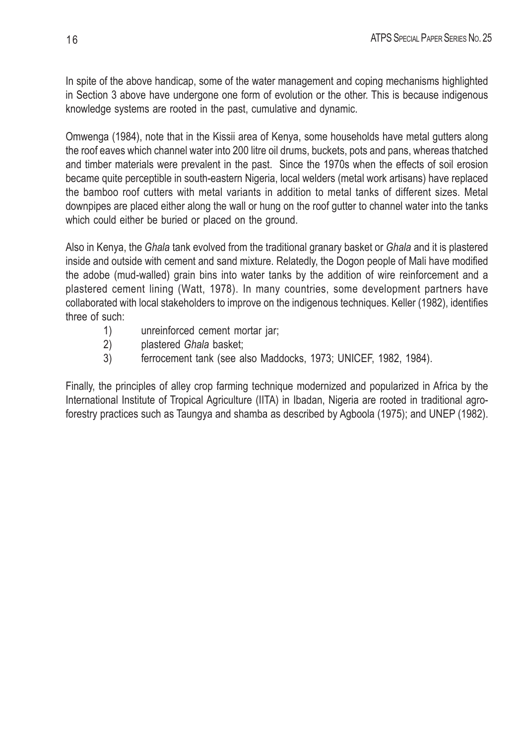In spite of the above handicap, some of the water management and coping mechanisms highlighted in Section 3 above have undergone one form of evolution or the other. This is because indigenous knowledge systems are rooted in the past, cumulative and dynamic.

Omwenga (1984), note that in the Kissii area of Kenya, some households have metal gutters along the roof eaves which channel water into 200 litre oil drums, buckets, pots and pans, whereas thatched and timber materials were prevalent in the past. Since the 1970s when the effects of soil erosion became quite perceptible in south-eastern Nigeria, local welders (metal work artisans) have replaced the bamboo roof cutters with metal variants in addition to metal tanks of different sizes. Metal downpipes are placed either along the wall or hung on the roof gutter to channel water into the tanks which could either be buried or placed on the ground.

Also in Kenya, the *Ghala* tank evolved from the traditional granary basket or *Ghala* and it is plastered inside and outside with cement and sand mixture. Relatedly, the Dogon people of Mali have modified the adobe (mud-walled) grain bins into water tanks by the addition of wire reinforcement and a plastered cement lining (Watt, 1978). In many countries, some development partners have collaborated with local stakeholders to improve on the indigenous techniques. Keller (1982), identifies three of such:

1) unreinforced cement mortar jar;
2) plastered *Ghala* basket;
3) ferrocement tank (see also Maddocks, 1973; UNICEF, 1982, 1984).

Finally, the principles of alley crop farming technique modernized and popularized in Africa by the International Institute of Tropical Agriculture (IITA) in Ibadan, Nigeria are rooted in traditional agro-forestry practices such as Taungya and shamba as described by Agboola (1975); and UNEP (1982).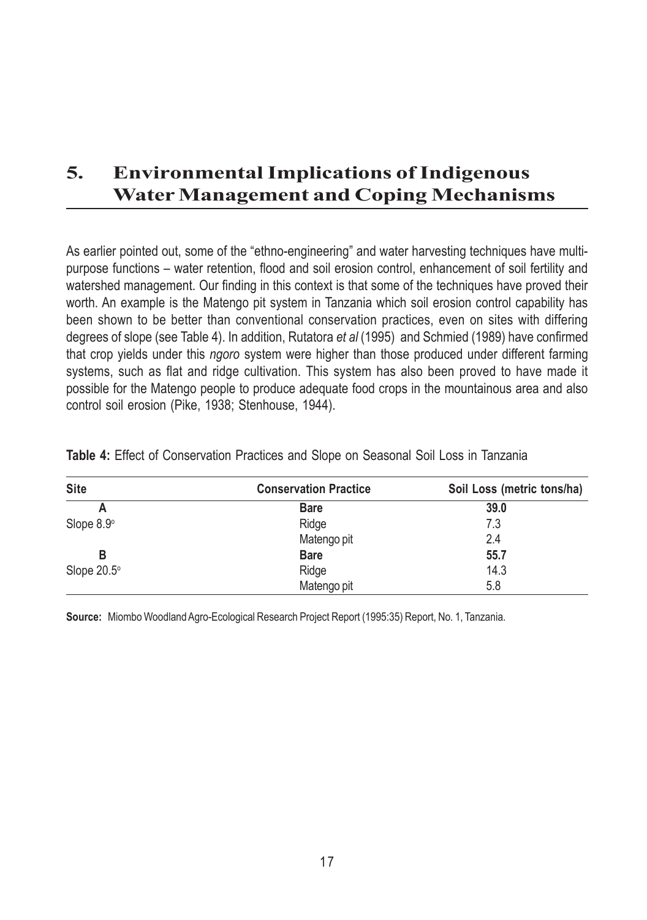# 5. Environmental Implications of Indigenous Water Management and Coping Mechanisms

As earlier pointed out, some of the "ethno-engineering" and water harvesting techniques have multi-purpose functions – water retention, flood and soil erosion control, enhancement of soil fertility and watershed management. Our finding in this context is that some of the techniques have proved their worth. An example is the Matengo pit system in Tanzania which soil erosion control capability has been shown to be better than conventional conservation practices, even on sites with differing degrees of slope (see Table 4). In addition, Rutatora *et al* (1995) and Schmied (1989) have confirmed that crop yields under this *ngoro* system were higher than those produced under different farming systems, such as flat and ridge cultivation. This system has also been proved to have made it possible for the Matengo people to produce adequate food crops in the mountainous area and also control soil erosion (Pike, 1938; Stenhouse, 1944).

**Table 4:** Effect of Conservation Practices and Slope on Seasonal Soil Loss in Tanzania

| Site | Conservation Practice | Soil Loss (metric tons/ha) |
|---|---|---|
| **A** | **Bare** | **39.0** |
| Slope 8.9° | Ridge | 7.3 |
| | Matengo pit | 2.4 |
| **B** | **Bare** | **55.7** |
| Slope 20.5° | Ridge | 14.3 |
| | Matengo pit | 5.8 |

**Source:** Miombo Woodland Agro-Ecological Research Project Report (1995:35) Report, No. 1, Tanzania.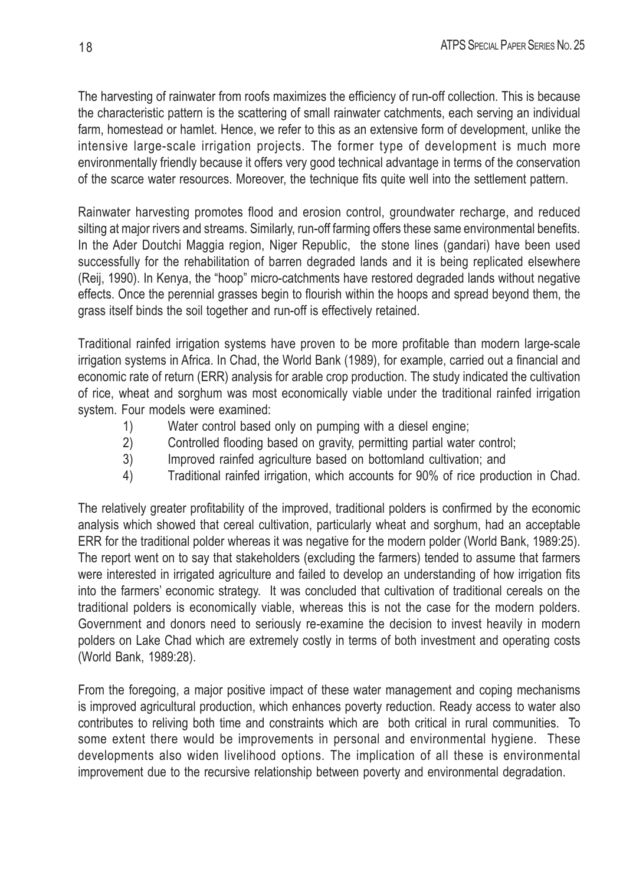The harvesting of rainwater from roofs maximizes the efficiency of run-off collection. This is because the characteristic pattern is the scattering of small rainwater catchments, each serving an individual farm, homestead or hamlet. Hence, we refer to this as an extensive form of development, unlike the intensive large-scale irrigation projects. The former type of development is much more environmentally friendly because it offers very good technical advantage in terms of the conservation of the scarce water resources. Moreover, the technique fits quite well into the settlement pattern.

Rainwater harvesting promotes flood and erosion control, groundwater recharge, and reduced silting at major rivers and streams. Similarly, run-off farming offers these same environmental benefits. In the Ader Doutchi Maggia region, Niger Republic, the stone lines (gandari) have been used successfully for the rehabilitation of barren degraded lands and it is being replicated elsewhere (Reij, 1990). In Kenya, the "hoop" micro-catchments have restored degraded lands without negative effects. Once the perennial grasses begin to flourish within the hoops and spread beyond them, the grass itself binds the soil together and run-off is effectively retained.

Traditional rainfed irrigation systems have proven to be more profitable than modern large-scale irrigation systems in Africa. In Chad, the World Bank (1989), for example, carried out a financial and economic rate of return (ERR) analysis for arable crop production. The study indicated the cultivation of rice, wheat and sorghum was most economically viable under the traditional rainfed irrigation system. Four models were examined:

1) Water control based only on pumping with a diesel engine;
2) Controlled flooding based on gravity, permitting partial water control;
3) Improved rainfed agriculture based on bottomland cultivation; and
4) Traditional rainfed irrigation, which accounts for 90% of rice production in Chad.

The relatively greater profitability of the improved, traditional polders is confirmed by the economic analysis which showed that cereal cultivation, particularly wheat and sorghum, had an acceptable ERR for the traditional polder whereas it was negative for the modern polder (World Bank, 1989:25). The report went on to say that stakeholders (excluding the farmers) tended to assume that farmers were interested in irrigated agriculture and failed to develop an understanding of how irrigation fits into the farmers' economic strategy. It was concluded that cultivation of traditional cereals on the traditional polders is economically viable, whereas this is not the case for the modern polders. Government and donors need to seriously re-examine the decision to invest heavily in modern polders on Lake Chad which are extremely costly in terms of both investment and operating costs (World Bank, 1989:28).

From the foregoing, a major positive impact of these water management and coping mechanisms is improved agricultural production, which enhances poverty reduction. Ready access to water also contributes to reliving both time and constraints which are both critical in rural communities. To some extent there would be improvements in personal and environmental hygiene. These developments also widen livelihood options. The implication of all these is environmental improvement due to the recursive relationship between poverty and environmental degradation.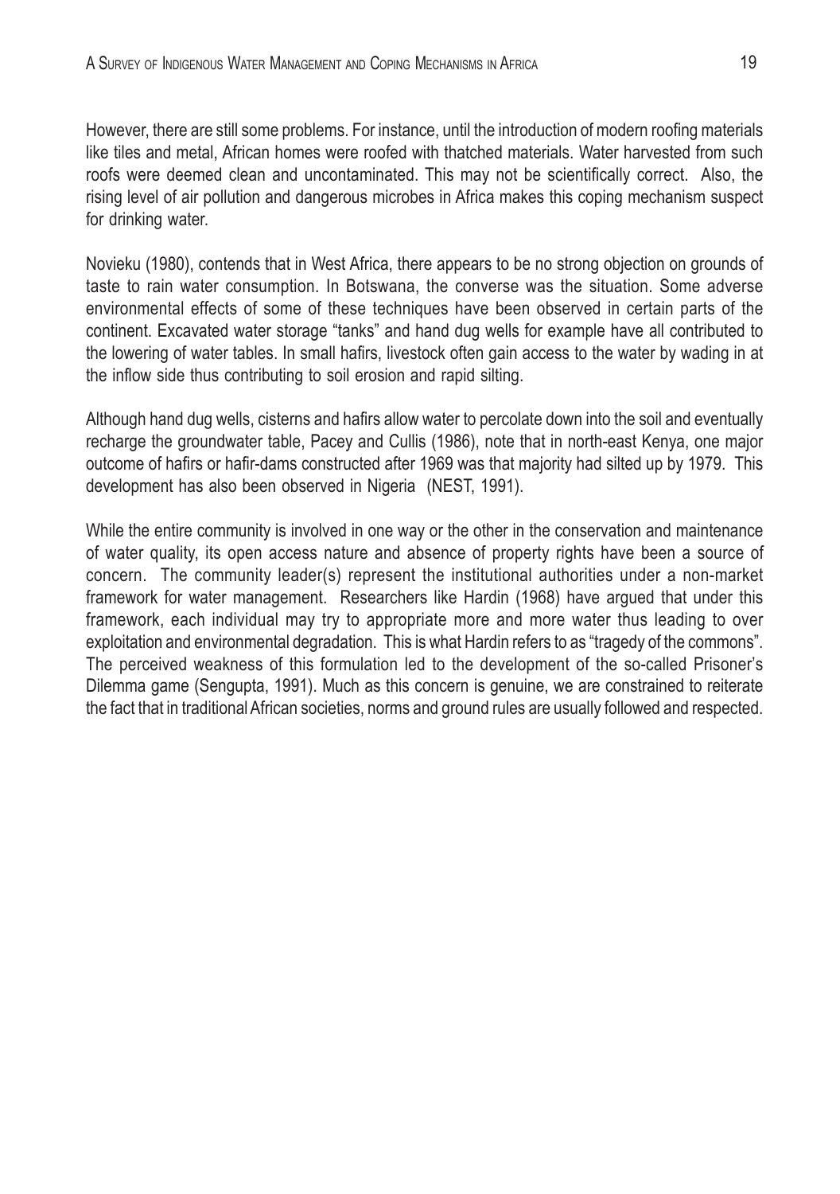However, there are still some problems. For instance, until the introduction of modern roofing materials like tiles and metal, African homes were roofed with thatched materials. Water harvested from such roofs were deemed clean and uncontaminated. This may not be scientifically correct. Also, the rising level of air pollution and dangerous microbes in Africa makes this coping mechanism suspect for drinking water.

Novieku (1980), contends that in West Africa, there appears to be no strong objection on grounds of taste to rain water consumption. In Botswana, the converse was the situation. Some adverse environmental effects of some of these techniques have been observed in certain parts of the continent. Excavated water storage "tanks" and hand dug wells for example have all contributed to the lowering of water tables. In small hafirs, livestock often gain access to the water by wading in at the inflow side thus contributing to soil erosion and rapid silting.

Although hand dug wells, cisterns and hafirs allow water to percolate down into the soil and eventually recharge the groundwater table, Pacey and Cullis (1986), note that in north-east Kenya, one major outcome of hafirs or hafir-dams constructed after 1969 was that majority had silted up by 1979. This development has also been observed in Nigeria (NEST, 1991).

While the entire community is involved in one way or the other in the conservation and maintenance of water quality, its open access nature and absence of property rights have been a source of concern. The community leader(s) represent the institutional authorities under a non-market framework for water management. Researchers like Hardin (1968) have argued that under this framework, each individual may try to appropriate more and more water thus leading to over exploitation and environmental degradation. This is what Hardin refers to as "tragedy of the commons". The perceived weakness of this formulation led to the development of the so-called Prisoner's Dilemma game (Sengupta, 1991). Much as this concern is genuine, we are constrained to reiterate the fact that in traditional African societies, norms and ground rules are usually followed and respected.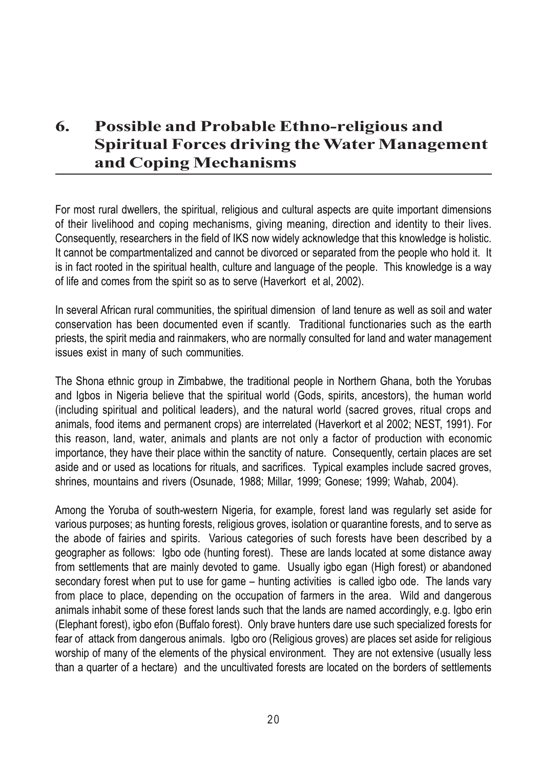# 6. Possible and Probable Ethno-religious and Spiritual Forces driving the Water Management and Coping Mechanisms

For most rural dwellers, the spiritual, religious and cultural aspects are quite important dimensions of their livelihood and coping mechanisms, giving meaning, direction and identity to their lives. Consequently, researchers in the field of IKS now widely acknowledge that this knowledge is holistic. It cannot be compartmentalized and cannot be divorced or separated from the people who hold it. It is in fact rooted in the spiritual health, culture and language of the people. This knowledge is a way of life and comes from the spirit so as to serve (Haverkort et al, 2002).

In several African rural communities, the spiritual dimension of land tenure as well as soil and water conservation has been documented even if scantly. Traditional functionaries such as the earth priests, the spirit media and rainmakers, who are normally consulted for land and water management issues exist in many of such communities.

The Shona ethnic group in Zimbabwe, the traditional people in Northern Ghana, both the Yorubas and Igbos in Nigeria believe that the spiritual world (Gods, spirits, ancestors), the human world (including spiritual and political leaders), and the natural world (sacred groves, ritual crops and animals, food items and permanent crops) are interrelated (Haverkort et al 2002; NEST, 1991). For this reason, land, water, animals and plants are not only a factor of production with economic importance, they have their place within the sanctity of nature. Consequently, certain places are set aside and or used as locations for rituals, and sacrifices. Typical examples include sacred groves, shrines, mountains and rivers (Osunade, 1988; Millar, 1999; Gonese; 1999; Wahab, 2004).

Among the Yoruba of south-western Nigeria, for example, forest land was regularly set aside for various purposes; as hunting forests, religious groves, isolation or quarantine forests, and to serve as the abode of fairies and spirits. Various categories of such forests have been described by a geographer as follows: Igbo ode (hunting forest). These are lands located at some distance away from settlements that are mainly devoted to game. Usually igbo egan (High forest) or abandoned secondary forest when put to use for game – hunting activities is called igbo ode. The lands vary from place to place, depending on the occupation of farmers in the area. Wild and dangerous animals inhabit some of these forest lands such that the lands are named accordingly, e.g. Igbo erin (Elephant forest), igbo efon (Buffalo forest). Only brave hunters dare use such specialized forests for fear of attack from dangerous animals. Igbo oro (Religious groves) are places set aside for religious worship of many of the elements of the physical environment. They are not extensive (usually less than a quarter of a hectare) and the uncultivated forests are located on the borders of settlements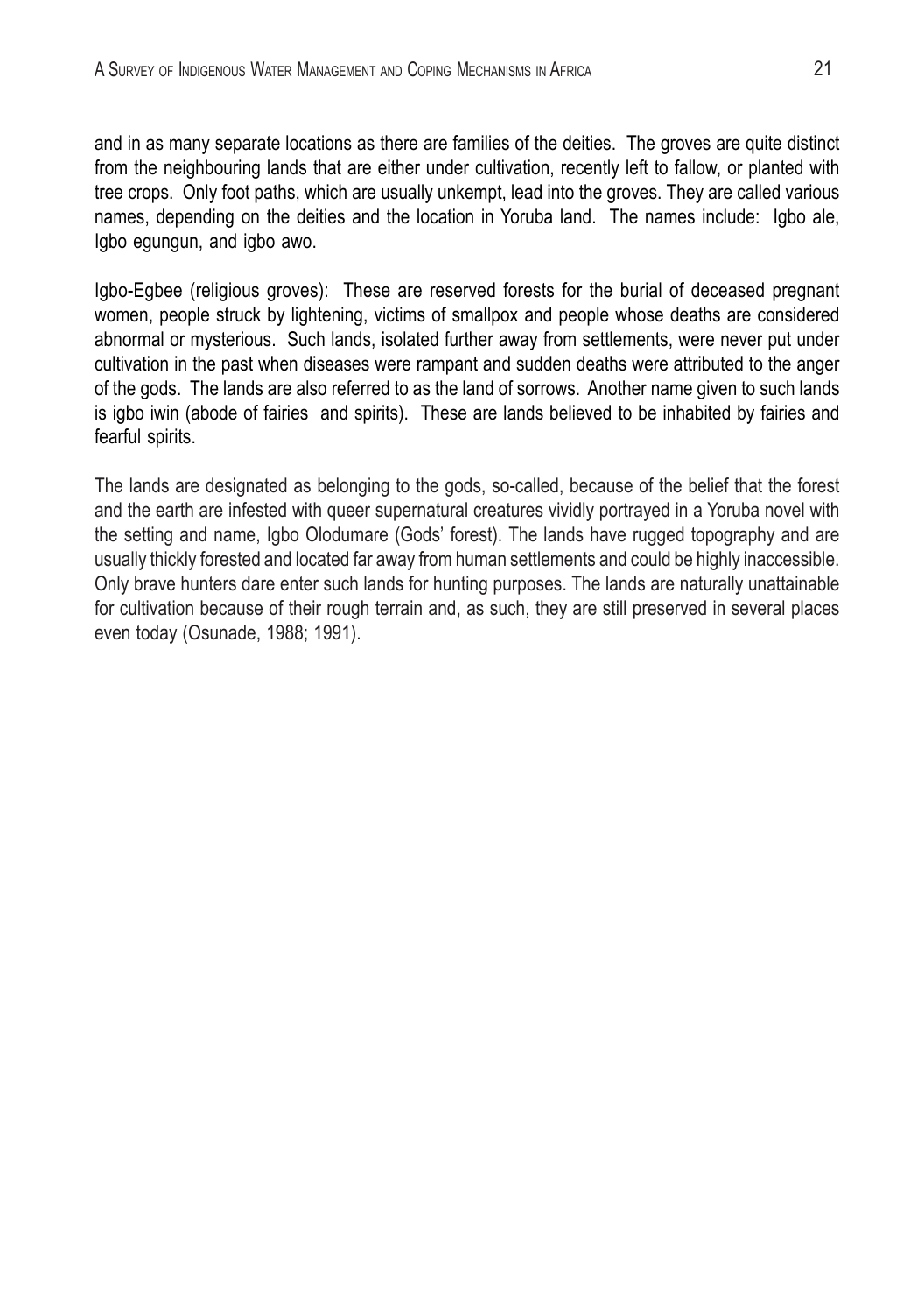and in as many separate locations as there are families of the deities. The groves are quite distinct from the neighbouring lands that are either under cultivation, recently left to fallow, or planted with tree crops. Only foot paths, which are usually unkempt, lead into the groves. They are called various names, depending on the deities and the location in Yoruba land. The names include: Igbo ale, Igbo egungun, and igbo awo.

Igbo-Egbee (religious groves): These are reserved forests for the burial of deceased pregnant women, people struck by lightening, victims of smallpox and people whose deaths are considered abnormal or mysterious. Such lands, isolated further away from settlements, were never put under cultivation in the past when diseases were rampant and sudden deaths were attributed to the anger of the gods. The lands are also referred to as the land of sorrows. Another name given to such lands is igbo iwin (abode of fairies and spirits). These are lands believed to be inhabited by fairies and fearful spirits.

The lands are designated as belonging to the gods, so-called, because of the belief that the forest and the earth are infested with queer supernatural creatures vividly portrayed in a Yoruba novel with the setting and name, Igbo Olodumare (Gods' forest). The lands have rugged topography and are usually thickly forested and located far away from human settlements and could be highly inaccessible. Only brave hunters dare enter such lands for hunting purposes. The lands are naturally unattainable for cultivation because of their rough terrain and, as such, they are still preserved in several places even today (Osunade, 1988; 1991).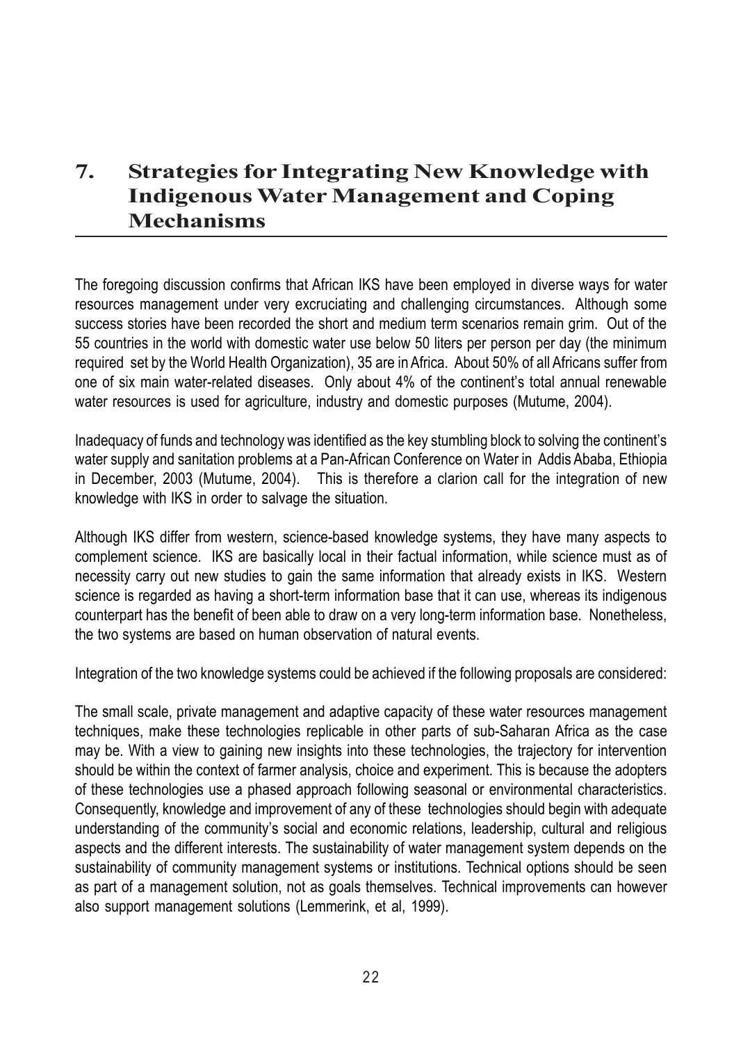# 7. Strategies for Integrating New Knowledge with Indigenous Water Management and Coping Mechanisms

The foregoing discussion confirms that African IKS have been employed in diverse ways for water resources management under very excruciating and challenging circumstances. Although some success stories have been recorded the short and medium term scenarios remain grim. Out of the 55 countries in the world with domestic water use below 50 liters per person per day (the minimum required set by the World Health Organization), 35 are in Africa. About 50% of all Africans suffer from one of six main water-related diseases. Only about 4% of the continent's total annual renewable water resources is used for agriculture, industry and domestic purposes (Mutume, 2004).

Inadequacy of funds and technology was identified as the key stumbling block to solving the continent's water supply and sanitation problems at a Pan-African Conference on Water in Addis Ababa, Ethiopia in December, 2003 (Mutume, 2004). This is therefore a clarion call for the integration of new knowledge with IKS in order to salvage the situation.

Although IKS differ from western, science-based knowledge systems, they have many aspects to complement science. IKS are basically local in their factual information, while science must as of necessity carry out new studies to gain the same information that already exists in IKS. Western science is regarded as having a short-term information base that it can use, whereas its indigenous counterpart has the benefit of been able to draw on a very long-term information base. Nonetheless, the two systems are based on human observation of natural events.

Integration of the two knowledge systems could be achieved if the following proposals are considered:

The small scale, private management and adaptive capacity of these water resources management techniques, make these technologies replicable in other parts of sub-Saharan Africa as the case may be. With a view to gaining new insights into these technologies, the trajectory for intervention should be within the context of farmer analysis, choice and experiment. This is because the adopters of these technologies use a phased approach following seasonal or environmental characteristics. Consequently, knowledge and improvement of any of these technologies should begin with adequate understanding of the community's social and economic relations, leadership, cultural and religious aspects and the different interests. The sustainability of water management system depends on the sustainability of community management systems or institutions. Technical options should be seen as part of a management solution, not as goals themselves. Technical improvements can however also support management solutions (Lemmerink, et al, 1999).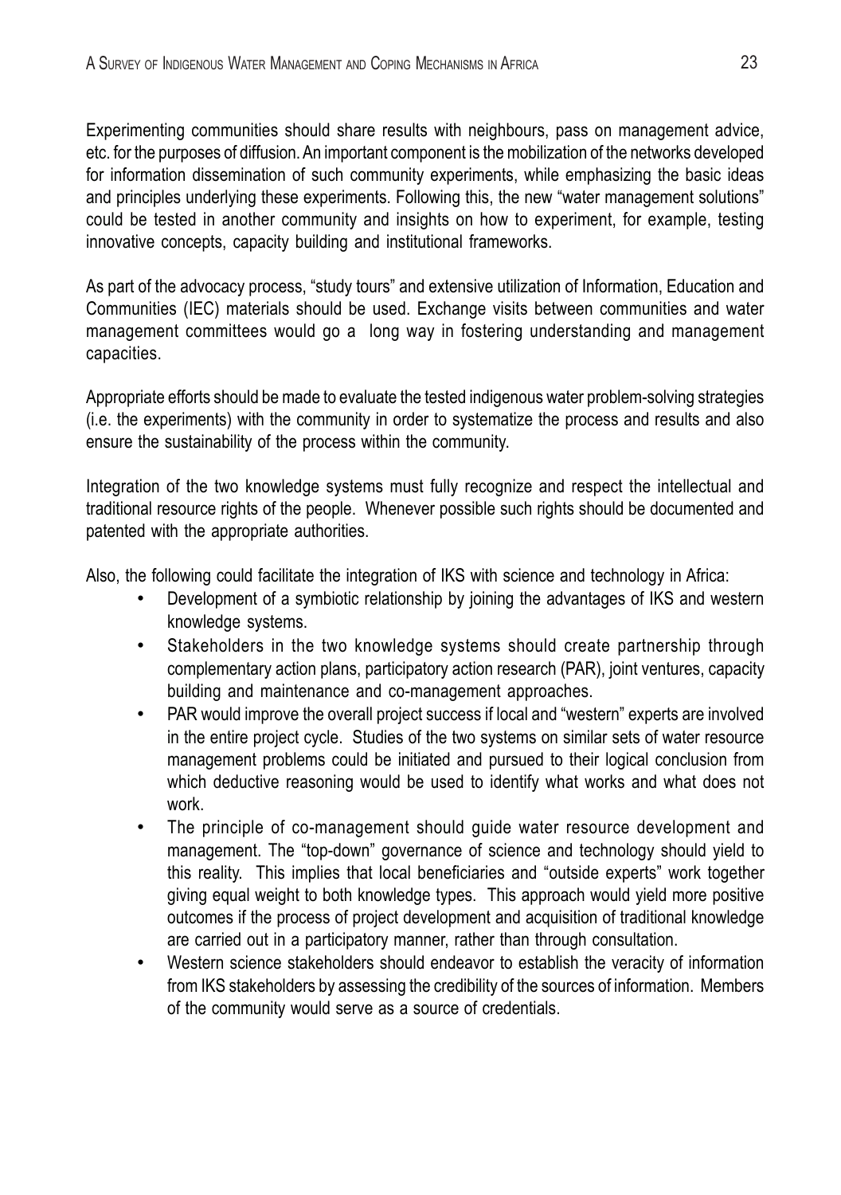Experimenting communities should share results with neighbours, pass on management advice, etc. for the purposes of diffusion. An important component is the mobilization of the networks developed for information dissemination of such community experiments, while emphasizing the basic ideas and principles underlying these experiments. Following this, the new "water management solutions" could be tested in another community and insights on how to experiment, for example, testing innovative concepts, capacity building and institutional frameworks.

As part of the advocacy process, "study tours" and extensive utilization of Information, Education and Communities (IEC) materials should be used. Exchange visits between communities and water management committees would go a long way in fostering understanding and management capacities.

Appropriate efforts should be made to evaluate the tested indigenous water problem-solving strategies (i.e. the experiments) with the community in order to systematize the process and results and also ensure the sustainability of the process within the community.

Integration of the two knowledge systems must fully recognize and respect the intellectual and traditional resource rights of the people. Whenever possible such rights should be documented and patented with the appropriate authorities.

Also, the following could facilitate the integration of IKS with science and technology in Africa:

- Development of a symbiotic relationship by joining the advantages of IKS and western knowledge systems.
- Stakeholders in the two knowledge systems should create partnership through complementary action plans, participatory action research (PAR), joint ventures, capacity building and maintenance and co-management approaches.
- PAR would improve the overall project success if local and "western" experts are involved in the entire project cycle. Studies of the two systems on similar sets of water resource management problems could be initiated and pursued to their logical conclusion from which deductive reasoning would be used to identify what works and what does not work.
- The principle of co-management should guide water resource development and management. The "top-down" governance of science and technology should yield to this reality. This implies that local beneficiaries and "outside experts" work together giving equal weight to both knowledge types. This approach would yield more positive outcomes if the process of project development and acquisition of traditional knowledge are carried out in a participatory manner, rather than through consultation.
- Western science stakeholders should endeavor to establish the veracity of information from IKS stakeholders by assessing the credibility of the sources of information. Members of the community would serve as a source of credentials.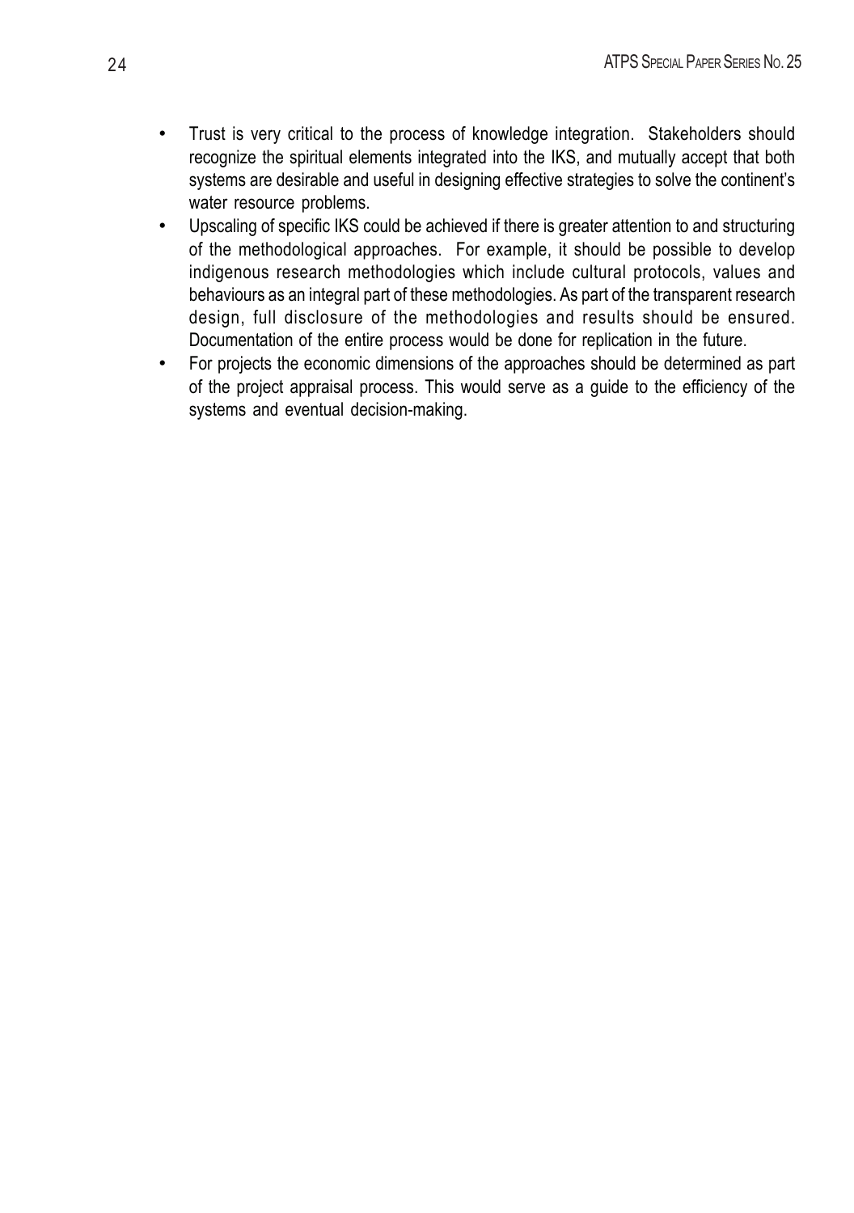- Trust is very critical to the process of knowledge integration. Stakeholders should recognize the spiritual elements integrated into the IKS, and mutually accept that both systems are desirable and useful in designing effective strategies to solve the continent's water resource problems.
- Upscaling of specific IKS could be achieved if there is greater attention to and structuring of the methodological approaches. For example, it should be possible to develop indigenous research methodologies which include cultural protocols, values and behaviours as an integral part of these methodologies. As part of the transparent research design, full disclosure of the methodologies and results should be ensured. Documentation of the entire process would be done for replication in the future.
- For projects the economic dimensions of the approaches should be determined as part of the project appraisal process. This would serve as a guide to the efficiency of the systems and eventual decision-making.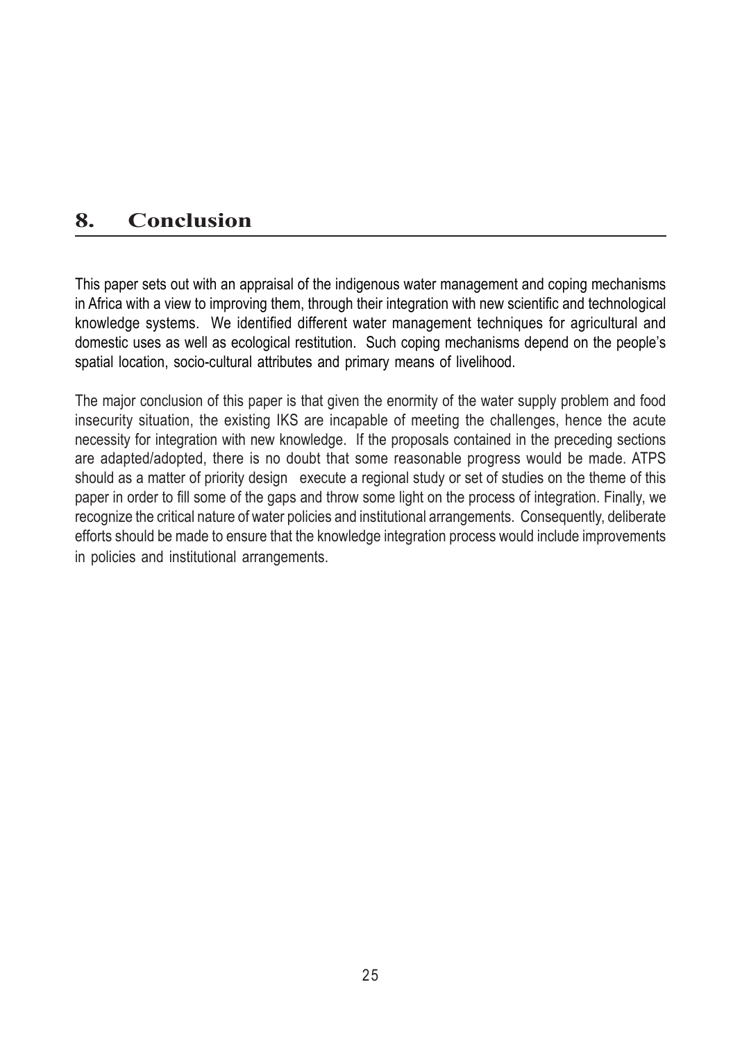## 8. Conclusion

This paper sets out with an appraisal of the indigenous water management and coping mechanisms in Africa with a view to improving them, through their integration with new scientific and technological knowledge systems. We identified different water management techniques for agricultural and domestic uses as well as ecological restitution. Such coping mechanisms depend on the people's spatial location, socio-cultural attributes and primary means of livelihood.

The major conclusion of this paper is that given the enormity of the water supply problem and food insecurity situation, the existing IKS are incapable of meeting the challenges, hence the acute necessity for integration with new knowledge. If the proposals contained in the preceding sections are adapted/adopted, there is no doubt that some reasonable progress would be made. ATPS should as a matter of priority design execute a regional study or set of studies on the theme of this paper in order to fill some of the gaps and throw some light on the process of integration. Finally, we recognize the critical nature of water policies and institutional arrangements. Consequently, deliberate efforts should be made to ensure that the knowledge integration process would include improvements in policies and institutional arrangements.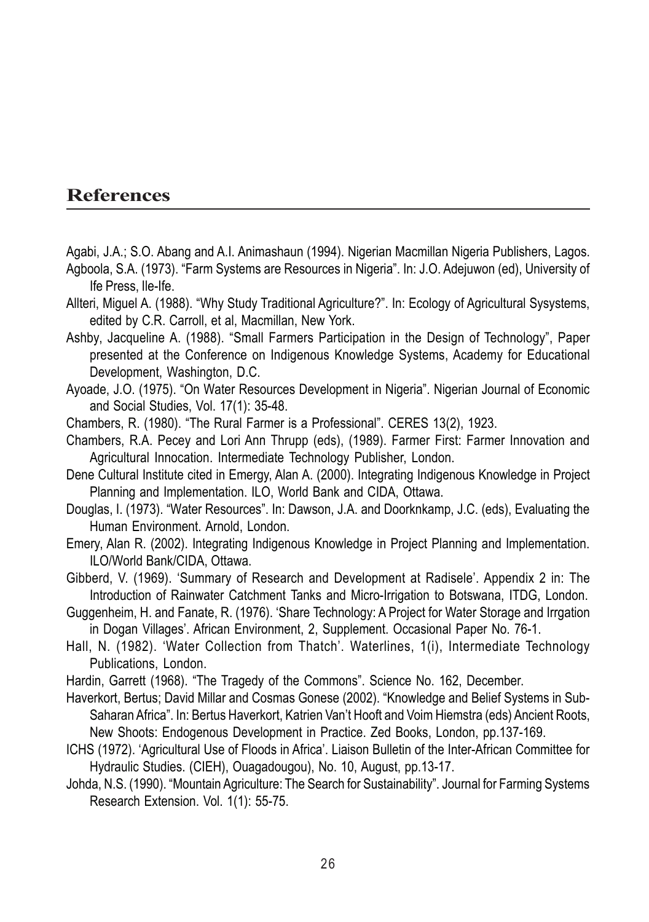## References

Agabi, J.A.; S.O. Abang and A.I. Animashaun (1994). Nigerian Macmillan Nigeria Publishers, Lagos.

Agboola, S.A. (1973). "Farm Systems are Resources in Nigeria". In: J.O. Adejuwon (ed), University of Ife Press, Ile-Ife.

Allteri, Miguel A. (1988). "Why Study Traditional Agriculture?". In: Ecology of Agricultural Sysystems, edited by C.R. Carroll, et al, Macmillan, New York.

Ashby, Jacqueline A. (1988). "Small Farmers Participation in the Design of Technology", Paper presented at the Conference on Indigenous Knowledge Systems, Academy for Educational Development, Washington, D.C.

Ayoade, J.O. (1975). "On Water Resources Development in Nigeria". Nigerian Journal of Economic and Social Studies, Vol. 17(1): 35-48.

Chambers, R. (1980). "The Rural Farmer is a Professional". CERES 13(2), 1923.

Chambers, R.A. Pecey and Lori Ann Thrupp (eds), (1989). Farmer First: Farmer Innovation and Agricultural Innocation. Intermediate Technology Publisher, London.

Dene Cultural Institute cited in Emergy, Alan A. (2000). Integrating Indigenous Knowledge in Project Planning and Implementation. ILO, World Bank and CIDA, Ottawa.

Douglas, I. (1973). "Water Resources". In: Dawson, J.A. and Doorknkamp, J.C. (eds), Evaluating the Human Environment. Arnold, London.

Emery, Alan R. (2002). Integrating Indigenous Knowledge in Project Planning and Implementation. ILO/World Bank/CIDA, Ottawa.

Gibberd, V. (1969). 'Summary of Research and Development at Radisele'. Appendix 2 in: The Introduction of Rainwater Catchment Tanks and Micro-Irrigation to Botswana, ITDG, London.

Guggenheim, H. and Fanate, R. (1976). 'Share Technology: A Project for Water Storage and Irrgation in Dogan Villages'. African Environment, 2, Supplement. Occasional Paper No. 76-1.

Hall, N. (1982). 'Water Collection from Thatch'. Waterlines, 1(i), Intermediate Technology Publications, London.

Hardin, Garrett (1968). "The Tragedy of the Commons". Science No. 162, December.

Haverkort, Bertus; David Millar and Cosmas Gonese (2002). "Knowledge and Belief Systems in Sub-Saharan Africa". In: Bertus Haverkort, Katrien Van't Hooft and Voim Hiemstra (eds) Ancient Roots, New Shoots: Endogenous Development in Practice. Zed Books, London, pp.137-169.

ICHS (1972). 'Agricultural Use of Floods in Africa'. Liaison Bulletin of the Inter-African Committee for Hydraulic Studies. (CIEH), Ouagadougou), No. 10, August, pp.13-17.

Johda, N.S. (1990). "Mountain Agriculture: The Search for Sustainability". Journal for Farming Systems Research Extension. Vol. 1(1): 55-75.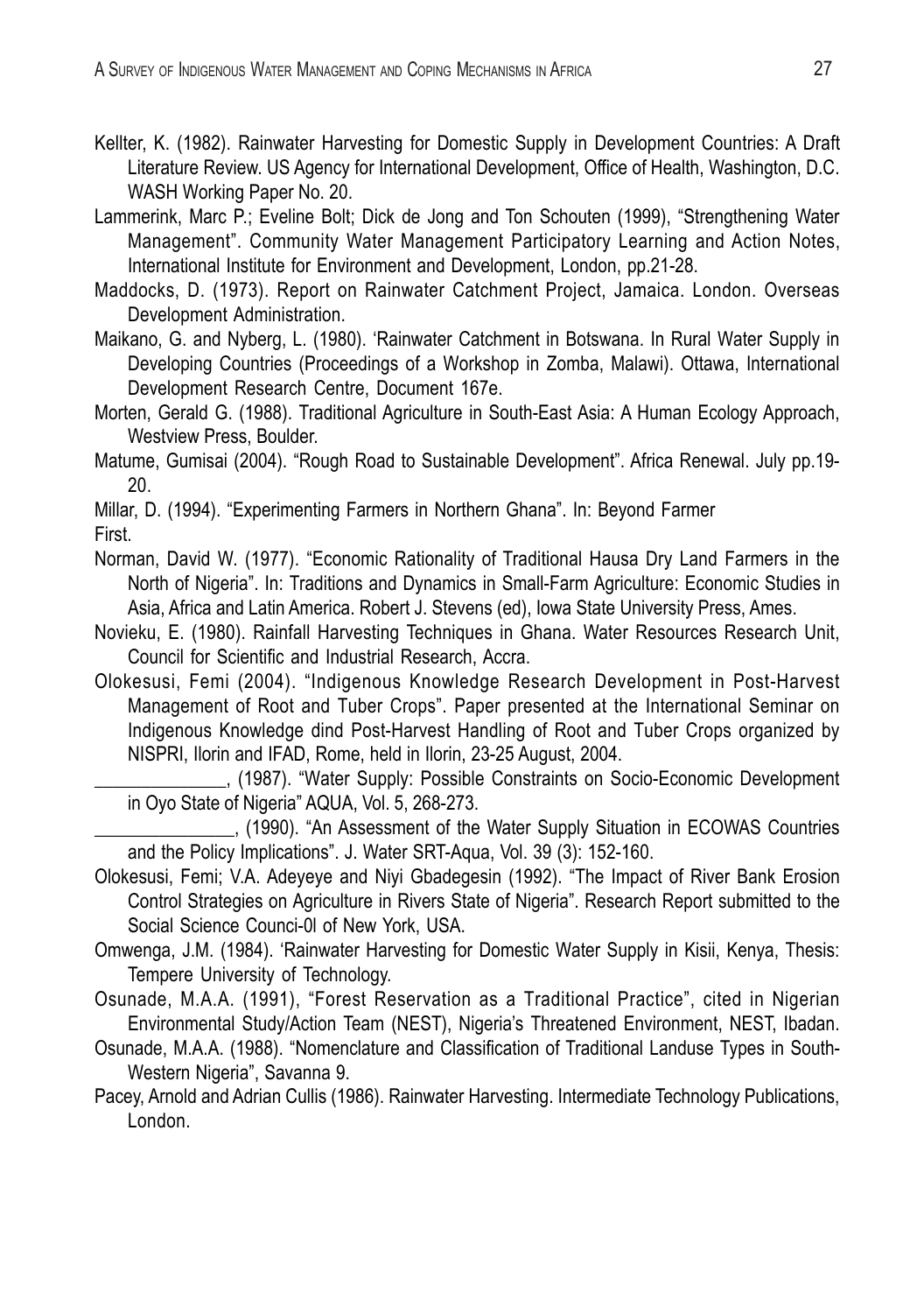Kellter, K. (1982). Rainwater Harvesting for Domestic Supply in Development Countries: A Draft Literature Review. US Agency for International Development, Office of Health, Washington, D.C. WASH Working Paper No. 20.

Lammerink, Marc P.; Eveline Bolt; Dick de Jong and Ton Schouten (1999), "Strengthening Water Management". Community Water Management Participatory Learning and Action Notes, International Institute for Environment and Development, London, pp.21-28.

Maddocks, D. (1973). Report on Rainwater Catchment Project, Jamaica. London. Overseas Development Administration.

Maikano, G. and Nyberg, L. (1980). 'Rainwater Catchment in Botswana. In Rural Water Supply in Developing Countries (Proceedings of a Workshop in Zomba, Malawi). Ottawa, International Development Research Centre, Document 167e.

Morten, Gerald G. (1988). Traditional Agriculture in South-East Asia: A Human Ecology Approach, Westview Press, Boulder.

Matume, Gumisai (2004). "Rough Road to Sustainable Development". Africa Renewal. July pp.19-20.

Millar, D. (1994). "Experimenting Farmers in Northern Ghana". In: Beyond Farmer First.

Norman, David W. (1977). "Economic Rationality of Traditional Hausa Dry Land Farmers in the North of Nigeria". In: Traditions and Dynamics in Small-Farm Agriculture: Economic Studies in Asia, Africa and Latin America. Robert J. Stevens (ed), Iowa State University Press, Ames.

Novieku, E. (1980). Rainfall Harvesting Techniques in Ghana. Water Resources Research Unit, Council for Scientific and Industrial Research, Accra.

Olokesusi, Femi (2004). "Indigenous Knowledge Research Development in Post-Harvest Management of Root and Tuber Crops". Paper presented at the International Seminar on Indigenous Knowledge dind Post-Harvest Handling of Root and Tuber Crops organized by NISPRI, Ilorin and IFAD, Rome, held in Ilorin, 23-25 August, 2004.

______________, (1987). "Water Supply: Possible Constraints on Socio-Economic Development in Oyo State of Nigeria" AQUA, Vol. 5, 268-273.

_______________, (1990). "An Assessment of the Water Supply Situation in ECOWAS Countries and the Policy Implications". J. Water SRT-Aqua, Vol. 39 (3): 152-160.

Olokesusi, Femi; V.A. Adeyeye and Niyi Gbadegesin (1992). "The Impact of River Bank Erosion Control Strategies on Agriculture in Rivers State of Nigeria". Research Report submitted to the Social Science Counci-0l of New York, USA.

Omwenga, J.M. (1984). 'Rainwater Harvesting for Domestic Water Supply in Kisii, Kenya, Thesis: Tempere University of Technology.

Osunade, M.A.A. (1991), "Forest Reservation as a Traditional Practice", cited in Nigerian Environmental Study/Action Team (NEST), Nigeria's Threatened Environment, NEST, Ibadan.

Osunade, M.A.A. (1988). "Nomenclature and Classification of Traditional Landuse Types in South-Western Nigeria", Savanna 9.

Pacey, Arnold and Adrian Cullis (1986). Rainwater Harvesting. Intermediate Technology Publications, London.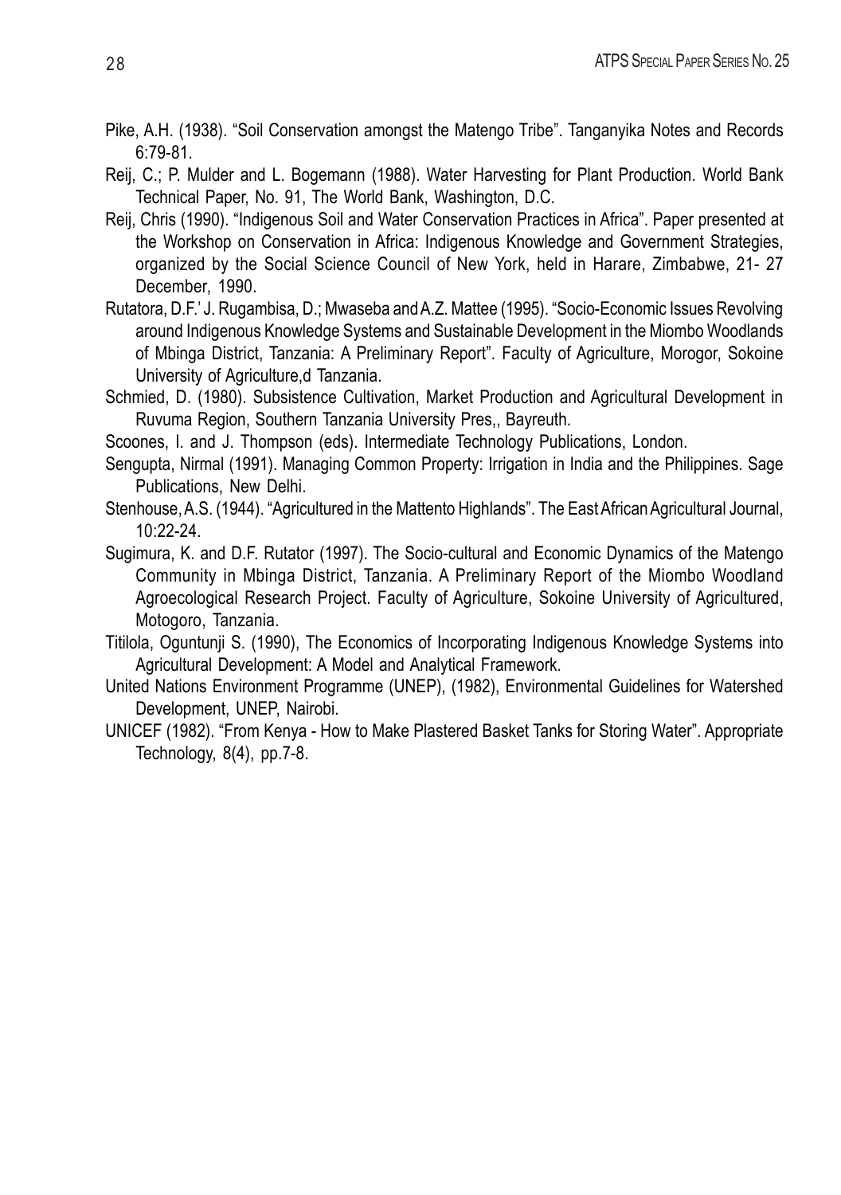Pike, A.H. (1938). "Soil Conservation amongst the Matengo Tribe". Tanganyika Notes and Records 6:79-81.

Reij, C.; P. Mulder and L. Bogemann (1988). Water Harvesting for Plant Production. World Bank Technical Paper, No. 91, The World Bank, Washington, D.C.

Reij, Chris (1990). "Indigenous Soil and Water Conservation Practices in Africa". Paper presented at the Workshop on Conservation in Africa: Indigenous Knowledge and Government Strategies, organized by the Social Science Council of New York, held in Harare, Zimbabwe, 21- 27 December, 1990.

Rutatora, D.F.' J. Rugambisa, D.; Mwaseba and A.Z. Mattee (1995). "Socio-Economic Issues Revolving around Indigenous Knowledge Systems and Sustainable Development in the Miombo Woodlands of Mbinga District, Tanzania: A Preliminary Report". Faculty of Agriculture, Morogor, Sokoine University of Agriculture,d Tanzania.

Schmied, D. (1980). Subsistence Cultivation, Market Production and Agricultural Development in Ruvuma Region, Southern Tanzania University Pres,, Bayreuth.

Scoones, I. and J. Thompson (eds). Intermediate Technology Publications, London.

Sengupta, Nirmal (1991). Managing Common Property: Irrigation in India and the Philippines. Sage Publications, New Delhi.

Stenhouse, A.S. (1944). "Agricultured in the Mattento Highlands". The East African Agricultural Journal, 10:22-24.

Sugimura, K. and D.F. Rutator (1997). The Socio-cultural and Economic Dynamics of the Matengo Community in Mbinga District, Tanzania. A Preliminary Report of the Miombo Woodland Agroecological Research Project. Faculty of Agriculture, Sokoine University of Agricultured, Motogoro, Tanzania.

Titilola, Oguntunji S. (1990), The Economics of Incorporating Indigenous Knowledge Systems into Agricultural Development: A Model and Analytical Framework.

United Nations Environment Programme (UNEP), (1982), Environmental Guidelines for Watershed Development, UNEP, Nairobi.

UNICEF (1982). "From Kenya - How to Make Plastered Basket Tanks for Storing Water". Appropriate Technology, 8(4), pp.7-8.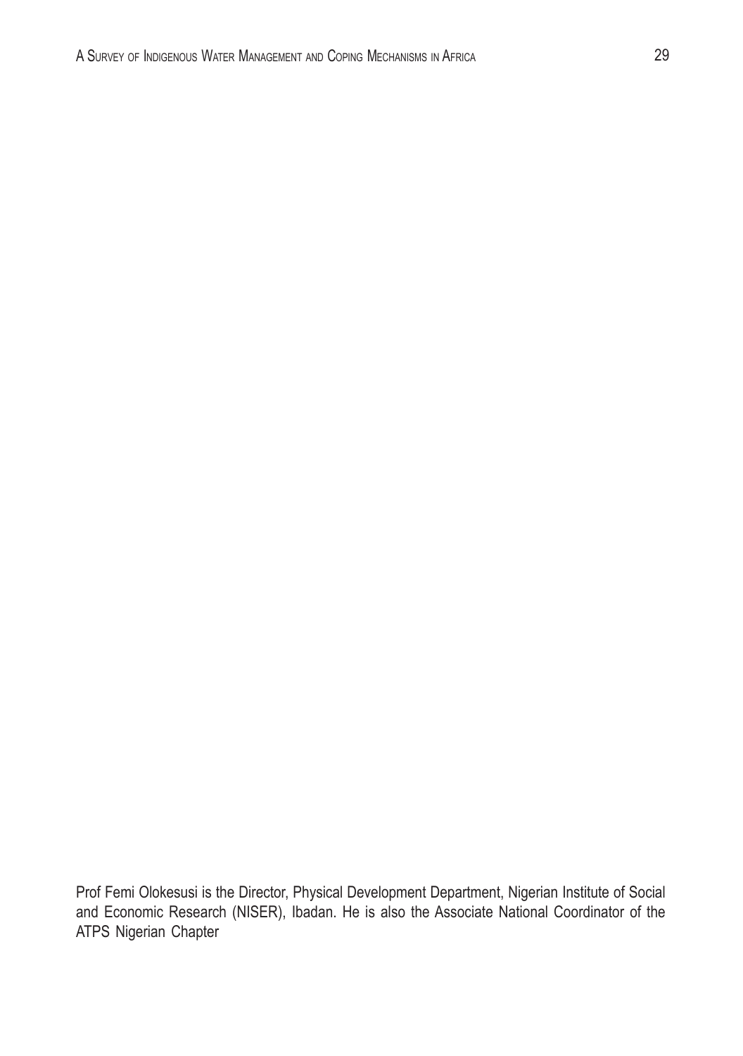Prof Femi Olokesusi is the Director, Physical Development Department, Nigerian Institute of Social and Economic Research (NISER), Ibadan. He is also the Associate National Coordinator of the ATPS Nigerian Chapter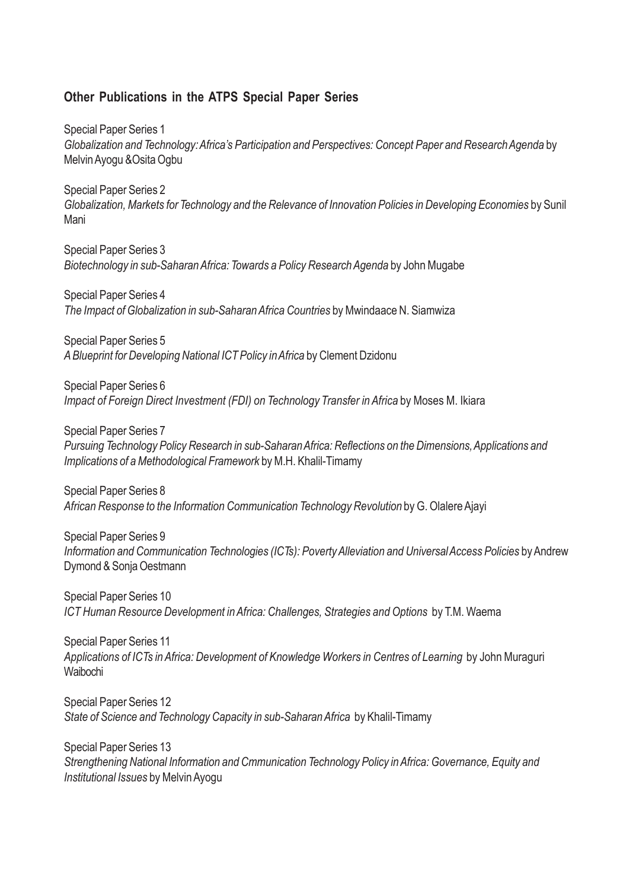## Other Publications in the ATPS Special Paper Series

Special Paper Series 1
*Globalization and Technology: Africa's Participation and Perspectives: Concept Paper and Research Agenda* by Melvin Ayogu &Osita Ogbu

Special Paper Series 2
*Globalization, Markets for Technology and the Relevance of Innovation Policies in Developing Economies* by Sunil Mani

Special Paper Series 3
*Biotechnology in sub-Saharan Africa: Towards a Policy Research Agenda* by John Mugabe

Special Paper Series 4
*The Impact of Globalization in sub-Saharan Africa Countries* by Mwindaace N. Siamwiza

Special Paper Series 5
*A Blueprint for Developing National ICT Policy in Africa* by Clement Dzidonu

Special Paper Series 6
*Impact of Foreign Direct Investment (FDI) on Technology Transfer in Africa* by Moses M. Ikiara

Special Paper Series 7
*Pursuing Technology Policy Research in sub-Saharan Africa: Reflections on the Dimensions, Applications and Implications of a Methodological Framework* by M.H. Khalil-Timamy

Special Paper Series 8
*African Response to the Information Communication Technology Revolution* by G. Olalere Ajayi

Special Paper Series 9
*Information and Communication Technologies (ICTs): Poverty Alleviation and Universal Access Policies* by Andrew Dymond & Sonja Oestmann

Special Paper Series 10
*ICT Human Resource Development in Africa: Challenges, Strategies and Options* by T.M. Waema

Special Paper Series 11
*Applications of ICTs in Africa: Development of Knowledge Workers in Centres of Learning* by John Muraguri Waibochi

Special Paper Series 12
*State of Science and Technology Capacity in sub-Saharan Africa* by Khalil-Timamy

Special Paper Series 13
*Strengthening National Information and Cmmunication Technology Policy in Africa: Governance, Equity and Institutional Issues* by Melvin Ayogu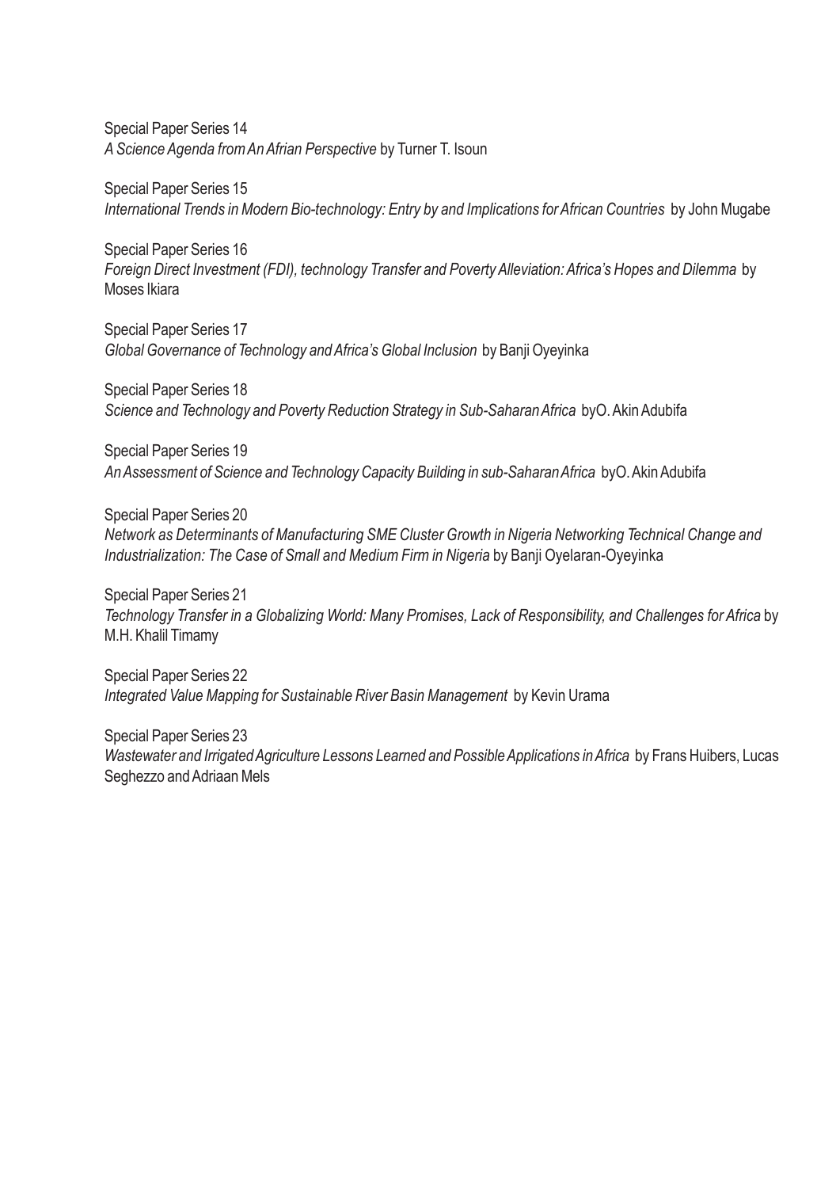Special Paper Series 14
*A Science Agenda from An Afrian Perspective* by Turner T. Isoun

Special Paper Series 15
*International Trends in Modern Bio-technology: Entry by and Implications for African Countries* by John Mugabe

Special Paper Series 16
*Foreign Direct Investment (FDI), technology Transfer and Poverty Alleviation: Africa's Hopes and Dilemma* by Moses Ikiara

Special Paper Series 17
*Global Governance of Technology and Africa's Global Inclusion* by Banji Oyeyinka

Special Paper Series 18
*Science and Technology and Poverty Reduction Strategy in Sub-Saharan Africa* byO. Akin Adubifa

Special Paper Series 19
*An Assessment of Science and Technology Capacity Building in sub-Saharan Africa* byO. Akin Adubifa

Special Paper Series 20
*Network as Determinants of Manufacturing SME Cluster Growth in Nigeria Networking Technical Change and Industrialization: The Case of Small and Medium Firm in Nigeria* by Banji Oyelaran-Oyeyinka

Special Paper Series 21
*Technology Transfer in a Globalizing World: Many Promises, Lack of Responsibility, and Challenges for Africa* by M.H. Khalil Timamy

Special Paper Series 22
*Integrated Value Mapping for Sustainable River Basin Management* by Kevin Urama

Special Paper Series 23
*Wastewater and Irrigated Agriculture Lessons Learned and Possible Applications in Africa* by Frans Huibers, Lucas Seghezzo and Adriaan Mels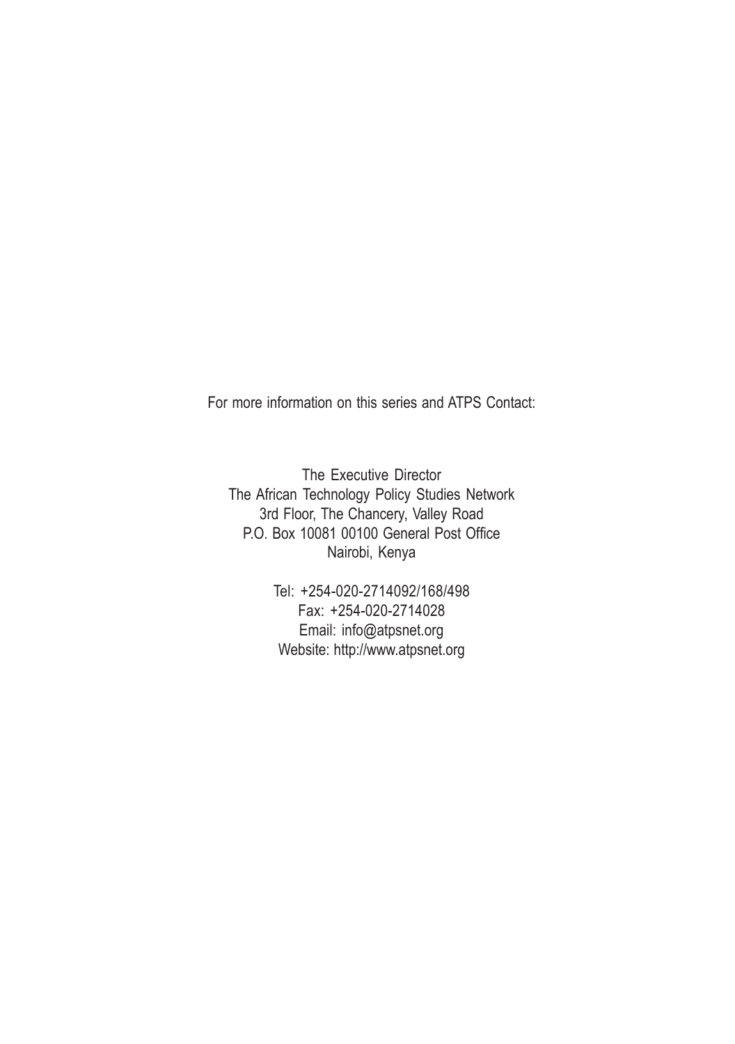For more information on this series and ATPS Contact:

The Executive Director  
The African Technology Policy Studies Network  
3rd Floor, The Chancery, Valley Road  
P.O. Box 10081 00100 General Post Office  
Nairobi, Kenya

Tel: +254-020-2714092/168/498  
Fax: +254-020-2714028  
Email: info@atpsnet.org  
Website: http://www.atpsnet.org